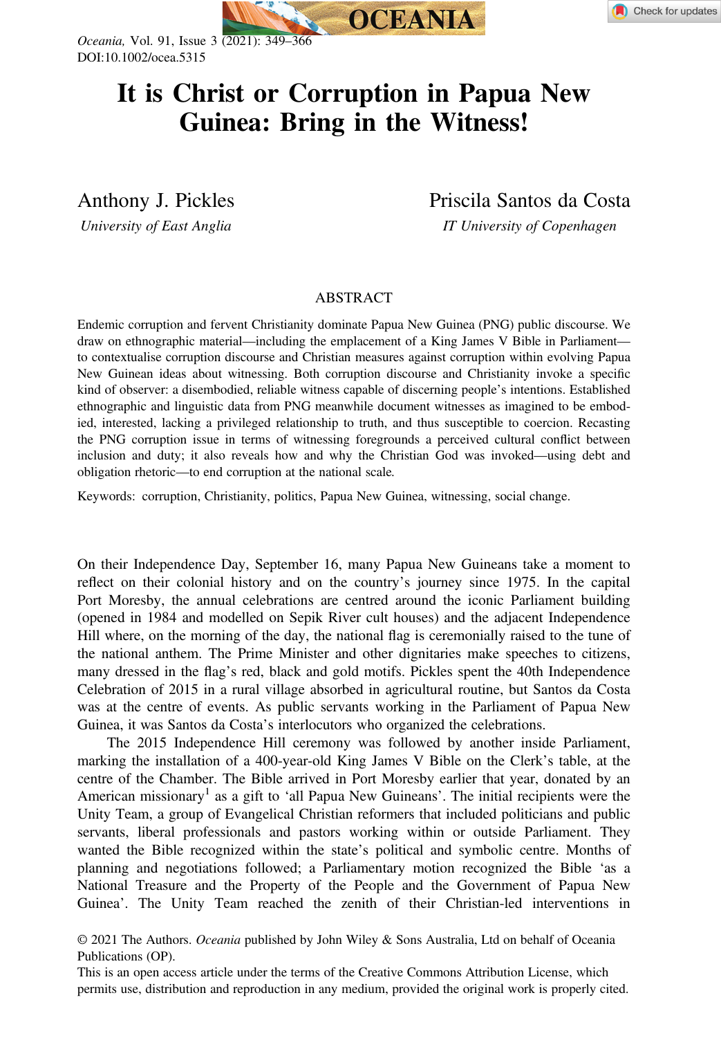# It is Christ or Corruption in Papua New Guinea: Bring in the Witness!

Anthony J. Pickles
*University of East Anglia*

Priscila Santos da Costa
*IT University of Copenhagen*

## ABSTRACT

Endemic corruption and fervent Christianity dominate Papua New Guinea (PNG) public discourse. We draw on ethnographic material—including the emplacement of a King James V Bible in Parliament—to contextualise corruption discourse and Christian measures against corruption within evolving Papua New Guinean ideas about witnessing. Both corruption discourse and Christianity invoke a specific kind of observer: a disembodied, reliable witness capable of discerning people's intentions. Established ethnographic and linguistic data from PNG meanwhile document witnesses as imagined to be embodied, interested, lacking a privileged relationship to truth, and thus susceptible to coercion. Recasting the PNG corruption issue in terms of witnessing foregrounds a perceived cultural conflict between inclusion and duty; it also reveals how and why the Christian God was invoked—using debt and obligation rhetoric—to end corruption at the national scale.

Keywords: corruption, Christianity, politics, Papua New Guinea, witnessing, social change.

On their Independence Day, September 16, many Papua New Guineans take a moment to reflect on their colonial history and on the country's journey since 1975. In the capital Port Moresby, the annual celebrations are centred around the iconic Parliament building (opened in 1984 and modelled on Sepik River cult houses) and the adjacent Independence Hill where, on the morning of the day, the national flag is ceremonially raised to the tune of the national anthem. The Prime Minister and other dignitaries make speeches to citizens, many dressed in the flag's red, black and gold motifs. Pickles spent the 40th Independence Celebration of 2015 in a rural village absorbed in agricultural routine, but Santos da Costa was at the centre of events. As public servants working in the Parliament of Papua New Guinea, it was Santos da Costa's interlocutors who organized the celebrations.

The 2015 Independence Hill ceremony was followed by another inside Parliament, marking the installation of a 400-year-old King James V Bible on the Clerk's table, at the centre of the Chamber. The Bible arrived in Port Moresby earlier that year, donated by an American missionary[1] as a gift to 'all Papua New Guineans'. The initial recipients were the Unity Team, a group of Evangelical Christian reformers that included politicians and public servants, liberal professionals and pastors working within or outside Parliament. They wanted the Bible recognized within the state's political and symbolic centre. Months of planning and negotiations followed; a Parliamentary motion recognized the Bible 'as a National Treasure and the Property of the People and the Government of Papua New Guinea'. The Unity Team reached the zenith of their Christian-led interventions in

© 2021 The Authors. *Oceania* published by John Wiley & Sons Australia, Ltd on behalf of Oceania Publications (OP).
This is an open access article under the terms of the Creative Commons Attribution License, which permits use, distribution and reproduction in any medium, provided the original work is properly cited.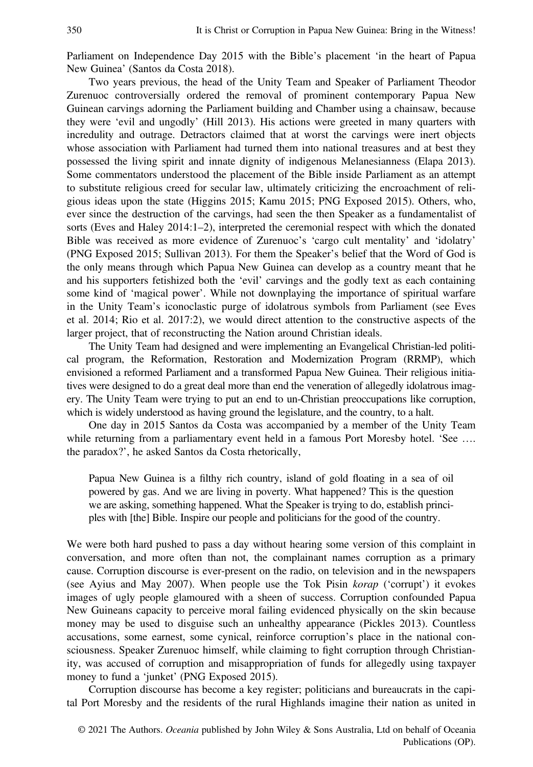Parliament on Independence Day 2015 with the Bible's placement 'in the heart of Papua New Guinea' (Santos da Costa 2018).

Two years previous, the head of the Unity Team and Speaker of Parliament Theodor Zurenuoc controversially ordered the removal of prominent contemporary Papua New Guinean carvings adorning the Parliament building and Chamber using a chainsaw, because they were 'evil and ungodly' (Hill 2013). His actions were greeted in many quarters with incredulity and outrage. Detractors claimed that at worst the carvings were inert objects whose association with Parliament had turned them into national treasures and at best they possessed the living spirit and innate dignity of indigenous Melanesianness (Elapa 2013). Some commentators understood the placement of the Bible inside Parliament as an attempt to substitute religious creed for secular law, ultimately criticizing the encroachment of religious ideas upon the state (Higgins 2015; Kamu 2015; PNG Exposed 2015). Others, who, ever since the destruction of the carvings, had seen the then Speaker as a fundamentalist of sorts (Eves and Haley 2014:1–2), interpreted the ceremonial respect with which the donated Bible was received as more evidence of Zurenuoc's 'cargo cult mentality' and 'idolatry' (PNG Exposed 2015; Sullivan 2013). For them the Speaker's belief that the Word of God is the only means through which Papua New Guinea can develop as a country meant that he and his supporters fetishized both the 'evil' carvings and the godly text as each containing some kind of 'magical power'. While not downplaying the importance of spiritual warfare in the Unity Team's iconoclastic purge of idolatrous symbols from Parliament (see Eves et al. 2014; Rio et al. 2017:2), we would direct attention to the constructive aspects of the larger project, that of reconstructing the Nation around Christian ideals.

The Unity Team had designed and were implementing an Evangelical Christian-led political program, the Reformation, Restoration and Modernization Program (RRMP), which envisioned a reformed Parliament and a transformed Papua New Guinea. Their religious initiatives were designed to do a great deal more than end the veneration of allegedly idolatrous imagery. The Unity Team were trying to put an end to un-Christian preoccupations like corruption, which is widely understood as having ground the legislature, and the country, to a halt.

One day in 2015 Santos da Costa was accompanied by a member of the Unity Team while returning from a parliamentary event held in a famous Port Moresby hotel. 'See …. the paradox?', he asked Santos da Costa rhetorically,

> Papua New Guinea is a filthy rich country, island of gold floating in a sea of oil powered by gas. And we are living in poverty. What happened? This is the question we are asking, something happened. What the Speaker is trying to do, establish principles with [the] Bible. Inspire our people and politicians for the good of the country.

We were both hard pushed to pass a day without hearing some version of this complaint in conversation, and more often than not, the complainant names corruption as a primary cause. Corruption discourse is ever-present on the radio, on television and in the newspapers (see Ayius and May 2007). When people use the Tok Pisin *korap* ('corrupt') it evokes images of ugly people glamoured with a sheen of success. Corruption confounded Papua New Guineans capacity to perceive moral failing evidenced physically on the skin because money may be used to disguise such an unhealthy appearance (Pickles 2013). Countless accusations, some earnest, some cynical, reinforce corruption's place in the national consciousness. Speaker Zurenuoc himself, while claiming to fight corruption through Christianity, was accused of corruption and misappropriation of funds for allegedly using taxpayer money to fund a 'junket' (PNG Exposed 2015).

Corruption discourse has become a key register; politicians and bureaucrats in the capital Port Moresby and the residents of the rural Highlands imagine their nation as united in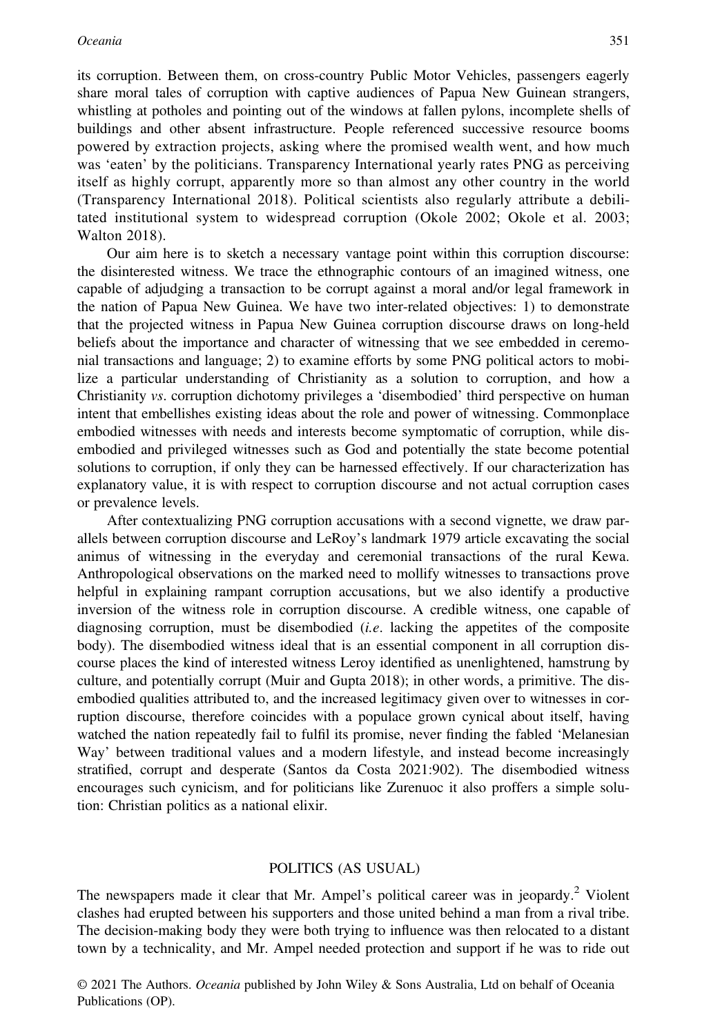its corruption. Between them, on cross-country Public Motor Vehicles, passengers eagerly share moral tales of corruption with captive audiences of Papua New Guinean strangers, whistling at potholes and pointing out of the windows at fallen pylons, incomplete shells of buildings and other absent infrastructure. People referenced successive resource booms powered by extraction projects, asking where the promised wealth went, and how much was 'eaten' by the politicians. Transparency International yearly rates PNG as perceiving itself as highly corrupt, apparently more so than almost any other country in the world (Transparency International 2018). Political scientists also regularly attribute a debilitated institutional system to widespread corruption (Okole 2002; Okole et al. 2003; Walton 2018).

Our aim here is to sketch a necessary vantage point within this corruption discourse: the disinterested witness. We trace the ethnographic contours of an imagined witness, one capable of adjudging a transaction to be corrupt against a moral and/or legal framework in the nation of Papua New Guinea. We have two inter-related objectives: 1) to demonstrate that the projected witness in Papua New Guinea corruption discourse draws on long-held beliefs about the importance and character of witnessing that we see embedded in ceremonial transactions and language; 2) to examine efforts by some PNG political actors to mobilize a particular understanding of Christianity as a solution to corruption, and how a Christianity *vs*. corruption dichotomy privileges a 'disembodied' third perspective on human intent that embellishes existing ideas about the role and power of witnessing. Commonplace embodied witnesses with needs and interests become symptomatic of corruption, while disembodied and privileged witnesses such as God and potentially the state become potential solutions to corruption, if only they can be harnessed effectively. If our characterization has explanatory value, it is with respect to corruption discourse and not actual corruption cases or prevalence levels.

After contextualizing PNG corruption accusations with a second vignette, we draw parallels between corruption discourse and LeRoy's landmark 1979 article excavating the social animus of witnessing in the everyday and ceremonial transactions of the rural Kewa. Anthropological observations on the marked need to mollify witnesses to transactions prove helpful in explaining rampant corruption accusations, but we also identify a productive inversion of the witness role in corruption discourse. A credible witness, one capable of diagnosing corruption, must be disembodied (*i.e*. lacking the appetites of the composite body). The disembodied witness ideal that is an essential component in all corruption discourse places the kind of interested witness Leroy identified as unenlightened, hamstrung by culture, and potentially corrupt (Muir and Gupta 2018); in other words, a primitive. The disembodied qualities attributed to, and the increased legitimacy given over to witnesses in corruption discourse, therefore coincides with a populace grown cynical about itself, having watched the nation repeatedly fail to fulfil its promise, never finding the fabled 'Melanesian Way' between traditional values and a modern lifestyle, and instead become increasingly stratified, corrupt and desperate (Santos da Costa 2021:902). The disembodied witness encourages such cynicism, and for politicians like Zurenuoc it also proffers a simple solution: Christian politics as a national elixir.

## POLITICS (AS USUAL)

The newspapers made it clear that Mr. Ampel's political career was in jeopardy.[2] Violent clashes had erupted between his supporters and those united behind a man from a rival tribe. The decision-making body they were both trying to influence was then relocated to a distant town by a technicality, and Mr. Ampel needed protection and support if he was to ride out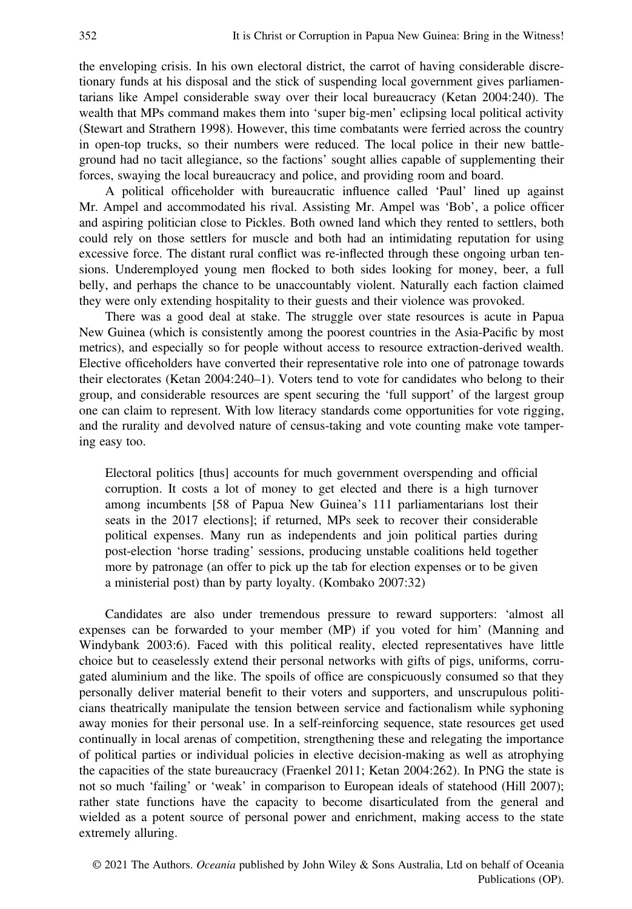the enveloping crisis. In his own electoral district, the carrot of having considerable discretionary funds at his disposal and the stick of suspending local government gives parliamentarians like Ampel considerable sway over their local bureaucracy (Ketan 2004:240). The wealth that MPs command makes them into 'super big-men' eclipsing local political activity (Stewart and Strathern 1998). However, this time combatants were ferried across the country in open-top trucks, so their numbers were reduced. The local police in their new battleground had no tacit allegiance, so the factions' sought allies capable of supplementing their forces, swaying the local bureaucracy and police, and providing room and board.

A political officeholder with bureaucratic influence called 'Paul' lined up against Mr. Ampel and accommodated his rival. Assisting Mr. Ampel was 'Bob', a police officer and aspiring politician close to Pickles. Both owned land which they rented to settlers, both could rely on those settlers for muscle and both had an intimidating reputation for using excessive force. The distant rural conflict was re-inflected through these ongoing urban tensions. Underemployed young men flocked to both sides looking for money, beer, a full belly, and perhaps the chance to be unaccountably violent. Naturally each faction claimed they were only extending hospitality to their guests and their violence was provoked.

There was a good deal at stake. The struggle over state resources is acute in Papua New Guinea (which is consistently among the poorest countries in the Asia-Pacific by most metrics), and especially so for people without access to resource extraction-derived wealth. Elective officeholders have converted their representative role into one of patronage towards their electorates (Ketan 2004:240–1). Voters tend to vote for candidates who belong to their group, and considerable resources are spent securing the 'full support' of the largest group one can claim to represent. With low literacy standards come opportunities for vote rigging, and the rurality and devolved nature of census-taking and vote counting make vote tampering easy too.

> Electoral politics [thus] accounts for much government overspending and official corruption. It costs a lot of money to get elected and there is a high turnover among incumbents [58 of Papua New Guinea's 111 parliamentarians lost their seats in the 2017 elections]; if returned, MPs seek to recover their considerable political expenses. Many run as independents and join political parties during post-election 'horse trading' sessions, producing unstable coalitions held together more by patronage (an offer to pick up the tab for election expenses or to be given a ministerial post) than by party loyalty. (Kombako 2007:32)

Candidates are also under tremendous pressure to reward supporters: 'almost all expenses can be forwarded to your member (MP) if you voted for him' (Manning and Windybank 2003:6). Faced with this political reality, elected representatives have little choice but to ceaselessly extend their personal networks with gifts of pigs, uniforms, corrugated aluminium and the like. The spoils of office are conspicuously consumed so that they personally deliver material benefit to their voters and supporters, and unscrupulous politicians theatrically manipulate the tension between service and factionalism while syphoning away monies for their personal use. In a self-reinforcing sequence, state resources get used continually in local arenas of competition, strengthening these and relegating the importance of political parties or individual policies in elective decision-making as well as atrophying the capacities of the state bureaucracy (Fraenkel 2011; Ketan 2004:262). In PNG the state is not so much 'failing' or 'weak' in comparison to European ideals of statehood (Hill 2007); rather state functions have the capacity to become disarticulated from the general and wielded as a potent source of personal power and enrichment, making access to the state extremely alluring.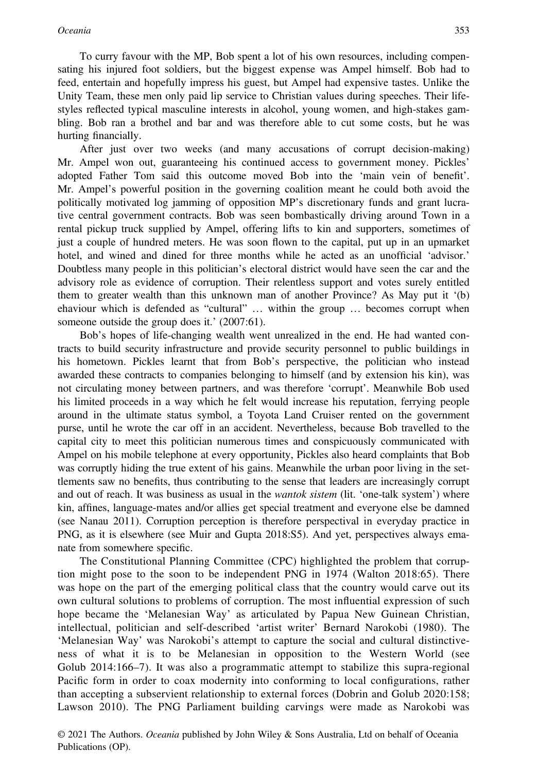To curry favour with the MP, Bob spent a lot of his own resources, including compensating his injured foot soldiers, but the biggest expense was Ampel himself. Bob had to feed, entertain and hopefully impress his guest, but Ampel had expensive tastes. Unlike the Unity Team, these men only paid lip service to Christian values during speeches. Their lifestyles reflected typical masculine interests in alcohol, young women, and high-stakes gambling. Bob ran a brothel and bar and was therefore able to cut some costs, but he was hurting financially.

After just over two weeks (and many accusations of corrupt decision-making) Mr. Ampel won out, guaranteeing his continued access to government money. Pickles' adopted Father Tom said this outcome moved Bob into the 'main vein of benefit'. Mr. Ampel's powerful position in the governing coalition meant he could both avoid the politically motivated log jamming of opposition MP's discretionary funds and grant lucrative central government contracts. Bob was seen bombastically driving around Town in a rental pickup truck supplied by Ampel, offering lifts to kin and supporters, sometimes of just a couple of hundred meters. He was soon flown to the capital, put up in an upmarket hotel, and wined and dined for three months while he acted as an unofficial 'advisor.' Doubtless many people in this politician's electoral district would have seen the car and the advisory role as evidence of corruption. Their relentless support and votes surely entitled them to greater wealth than this unknown man of another Province? As May put it '(b)ehaviour which is defended as "cultural" … within the group … becomes corrupt when someone outside the group does it.' (2007:61).

Bob's hopes of life-changing wealth went unrealized in the end. He had wanted contracts to build security infrastructure and provide security personnel to public buildings in his hometown. Pickles learnt that from Bob's perspective, the politician who instead awarded these contracts to companies belonging to himself (and by extension his kin), was not circulating money between partners, and was therefore 'corrupt'. Meanwhile Bob used his limited proceeds in a way which he felt would increase his reputation, ferrying people around in the ultimate status symbol, a Toyota Land Cruiser rented on the government purse, until he wrote the car off in an accident. Nevertheless, because Bob travelled to the capital city to meet this politician numerous times and conspicuously communicated with Ampel on his mobile telephone at every opportunity, Pickles also heard complaints that Bob was corruptly hiding the true extent of his gains. Meanwhile the urban poor living in the settlements saw no benefits, thus contributing to the sense that leaders are increasingly corrupt and out of reach. It was business as usual in the *wantok sistem* (lit. 'one-talk system') where kin, affines, language-mates and/or allies get special treatment and everyone else be damned (see Nanau 2011). Corruption perception is therefore perspectival in everyday practice in PNG, as it is elsewhere (see Muir and Gupta 2018:S5). And yet, perspectives always emanate from somewhere specific.

The Constitutional Planning Committee (CPC) highlighted the problem that corruption might pose to the soon to be independent PNG in 1974 (Walton 2018:65). There was hope on the part of the emerging political class that the country would carve out its own cultural solutions to problems of corruption. The most influential expression of such hope became the 'Melanesian Way' as articulated by Papua New Guinean Christian, intellectual, politician and self-described 'artist writer' Bernard Narokobi (1980). The 'Melanesian Way' was Narokobi's attempt to capture the social and cultural distinctiveness of what it is to be Melanesian in opposition to the Western World (see Golub 2014:166–7). It was also a programmatic attempt to stabilize this supra-regional Pacific form in order to coax modernity into conforming to local configurations, rather than accepting a subservient relationship to external forces (Dobrin and Golub 2020:158; Lawson 2010). The PNG Parliament building carvings were made as Narokobi was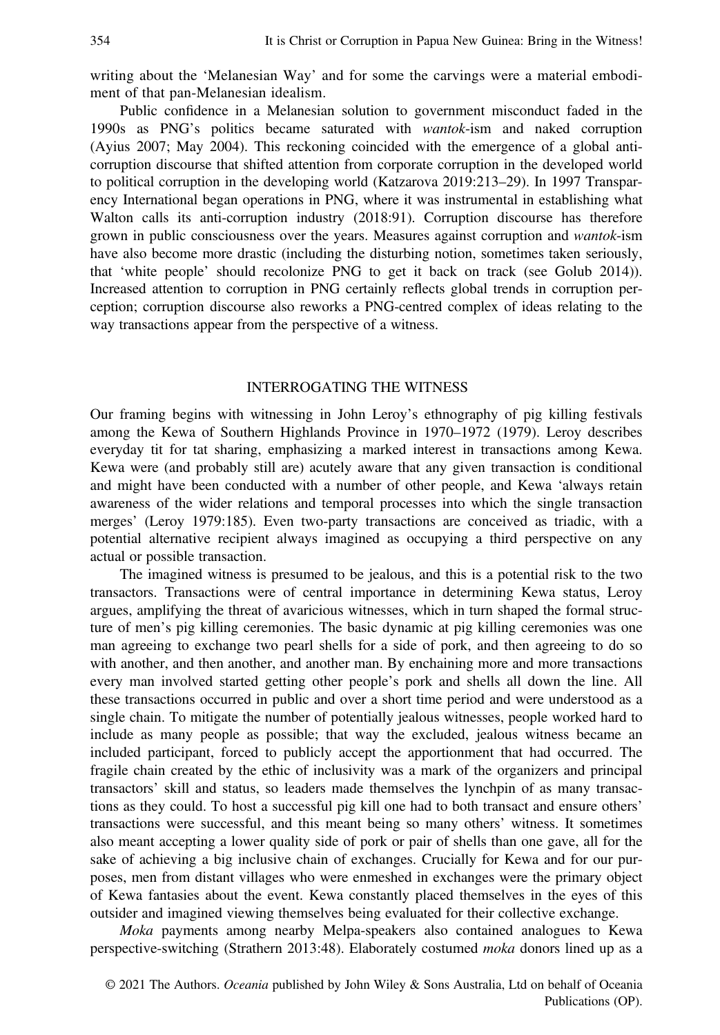writing about the 'Melanesian Way' and for some the carvings were a material embodiment of that pan-Melanesian idealism.

Public confidence in a Melanesian solution to government misconduct faded in the 1990s as PNG's politics became saturated with *wantok*-ism and naked corruption (Ayius 2007; May 2004). This reckoning coincided with the emergence of a global anti-corruption discourse that shifted attention from corporate corruption in the developed world to political corruption in the developing world (Katzarova 2019:213–29). In 1997 Transparency International began operations in PNG, where it was instrumental in establishing what Walton calls its anti-corruption industry (2018:91). Corruption discourse has therefore grown in public consciousness over the years. Measures against corruption and *wantok*-ism have also become more drastic (including the disturbing notion, sometimes taken seriously, that 'white people' should recolonize PNG to get it back on track (see Golub 2014)). Increased attention to corruption in PNG certainly reflects global trends in corruption perception; corruption discourse also reworks a PNG-centred complex of ideas relating to the way transactions appear from the perspective of a witness.

## INTERROGATING THE WITNESS

Our framing begins with witnessing in John Leroy's ethnography of pig killing festivals among the Kewa of Southern Highlands Province in 1970–1972 (1979). Leroy describes everyday tit for tat sharing, emphasizing a marked interest in transactions among Kewa. Kewa were (and probably still are) acutely aware that any given transaction is conditional and might have been conducted with a number of other people, and Kewa 'always retain awareness of the wider relations and temporal processes into which the single transaction merges' (Leroy 1979:185). Even two-party transactions are conceived as triadic, with a potential alternative recipient always imagined as occupying a third perspective on any actual or possible transaction.

The imagined witness is presumed to be jealous, and this is a potential risk to the two transactors. Transactions were of central importance in determining Kewa status, Leroy argues, amplifying the threat of avaricious witnesses, which in turn shaped the formal structure of men's pig killing ceremonies. The basic dynamic at pig killing ceremonies was one man agreeing to exchange two pearl shells for a side of pork, and then agreeing to do so with another, and then another, and another man. By enchaining more and more transactions every man involved started getting other people's pork and shells all down the line. All these transactions occurred in public and over a short time period and were understood as a single chain. To mitigate the number of potentially jealous witnesses, people worked hard to include as many people as possible; that way the excluded, jealous witness became an included participant, forced to publicly accept the apportionment that had occurred. The fragile chain created by the ethic of inclusivity was a mark of the organizers and principal transactors' skill and status, so leaders made themselves the lynchpin of as many transactions as they could. To host a successful pig kill one had to both transact and ensure others' transactions were successful, and this meant being so many others' witness. It sometimes also meant accepting a lower quality side of pork or pair of shells than one gave, all for the sake of achieving a big inclusive chain of exchanges. Crucially for Kewa and for our purposes, men from distant villages who were enmeshed in exchanges were the primary object of Kewa fantasies about the event. Kewa constantly placed themselves in the eyes of this outsider and imagined viewing themselves being evaluated for their collective exchange.

*Moka* payments among nearby Melpa-speakers also contained analogues to Kewa perspective-switching (Strathern 2013:48). Elaborately costumed *moka* donors lined up as a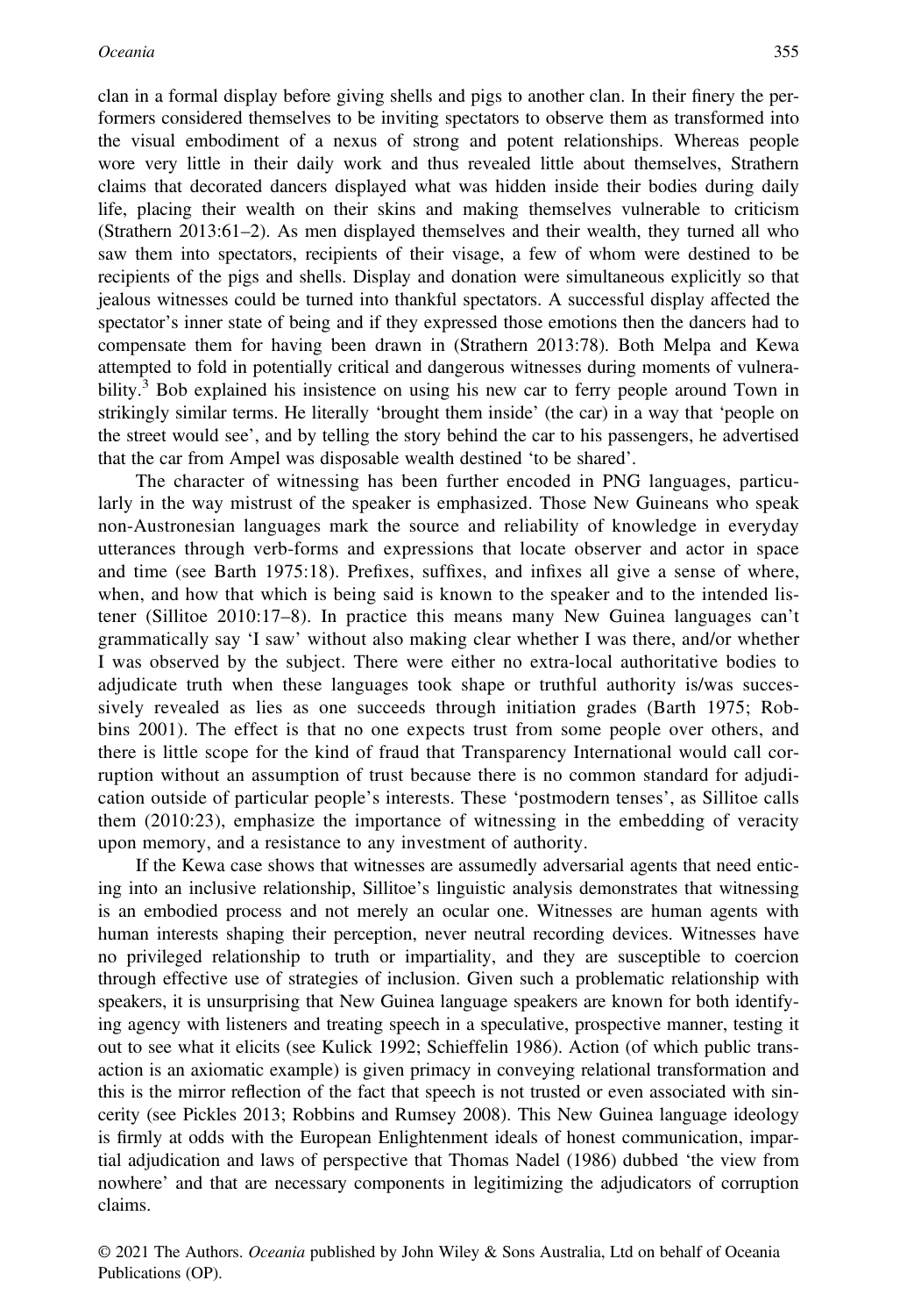clan in a formal display before giving shells and pigs to another clan. In their finery the performers considered themselves to be inviting spectators to observe them as transformed into the visual embodiment of a nexus of strong and potent relationships. Whereas people wore very little in their daily work and thus revealed little about themselves, Strathern claims that decorated dancers displayed what was hidden inside their bodies during daily life, placing their wealth on their skins and making themselves vulnerable to criticism (Strathern 2013:61–2). As men displayed themselves and their wealth, they turned all who saw them into spectators, recipients of their visage, a few of whom were destined to be recipients of the pigs and shells. Display and donation were simultaneous explicitly so that jealous witnesses could be turned into thankful spectators. A successful display affected the spectator's inner state of being and if they expressed those emotions then the dancers had to compensate them for having been drawn in (Strathern 2013:78). Both Melpa and Kewa attempted to fold in potentially critical and dangerous witnesses during moments of vulnerability.[3] Bob explained his insistence on using his new car to ferry people around Town in strikingly similar terms. He literally 'brought them inside' (the car) in a way that 'people on the street would see', and by telling the story behind the car to his passengers, he advertised that the car from Ampel was disposable wealth destined 'to be shared'.

The character of witnessing has been further encoded in PNG languages, particularly in the way mistrust of the speaker is emphasized. Those New Guineans who speak non-Austronesian languages mark the source and reliability of knowledge in everyday utterances through verb-forms and expressions that locate observer and actor in space and time (see Barth 1975:18). Prefixes, suffixes, and infixes all give a sense of where, when, and how that which is being said is known to the speaker and to the intended listener (Sillitoe 2010:17–8). In practice this means many New Guinea languages can't grammatically say 'I saw' without also making clear whether I was there, and/or whether I was observed by the subject. There were either no extra-local authoritative bodies to adjudicate truth when these languages took shape or truthful authority is/was successively revealed as lies as one succeeds through initiation grades (Barth 1975; Robbins 2001). The effect is that no one expects trust from some people over others, and there is little scope for the kind of fraud that Transparency International would call corruption without an assumption of trust because there is no common standard for adjudication outside of particular people's interests. These 'postmodern tenses', as Sillitoe calls them (2010:23), emphasize the importance of witnessing in the embedding of veracity upon memory, and a resistance to any investment of authority.

If the Kewa case shows that witnesses are assumedly adversarial agents that need enticing into an inclusive relationship, Sillitoe's linguistic analysis demonstrates that witnessing is an embodied process and not merely an ocular one. Witnesses are human agents with human interests shaping their perception, never neutral recording devices. Witnesses have no privileged relationship to truth or impartiality, and they are susceptible to coercion through effective use of strategies of inclusion. Given such a problematic relationship with speakers, it is unsurprising that New Guinea language speakers are known for both identifying agency with listeners and treating speech in a speculative, prospective manner, testing it out to see what it elicits (see Kulick 1992; Schieffelin 1986). Action (of which public transaction is an axiomatic example) is given primacy in conveying relational transformation and this is the mirror reflection of the fact that speech is not trusted or even associated with sincerity (see Pickles 2013; Robbins and Rumsey 2008). This New Guinea language ideology is firmly at odds with the European Enlightenment ideals of honest communication, impartial adjudication and laws of perspective that Thomas Nadel (1986) dubbed 'the view from nowhere' and that are necessary components in legitimizing the adjudicators of corruption claims.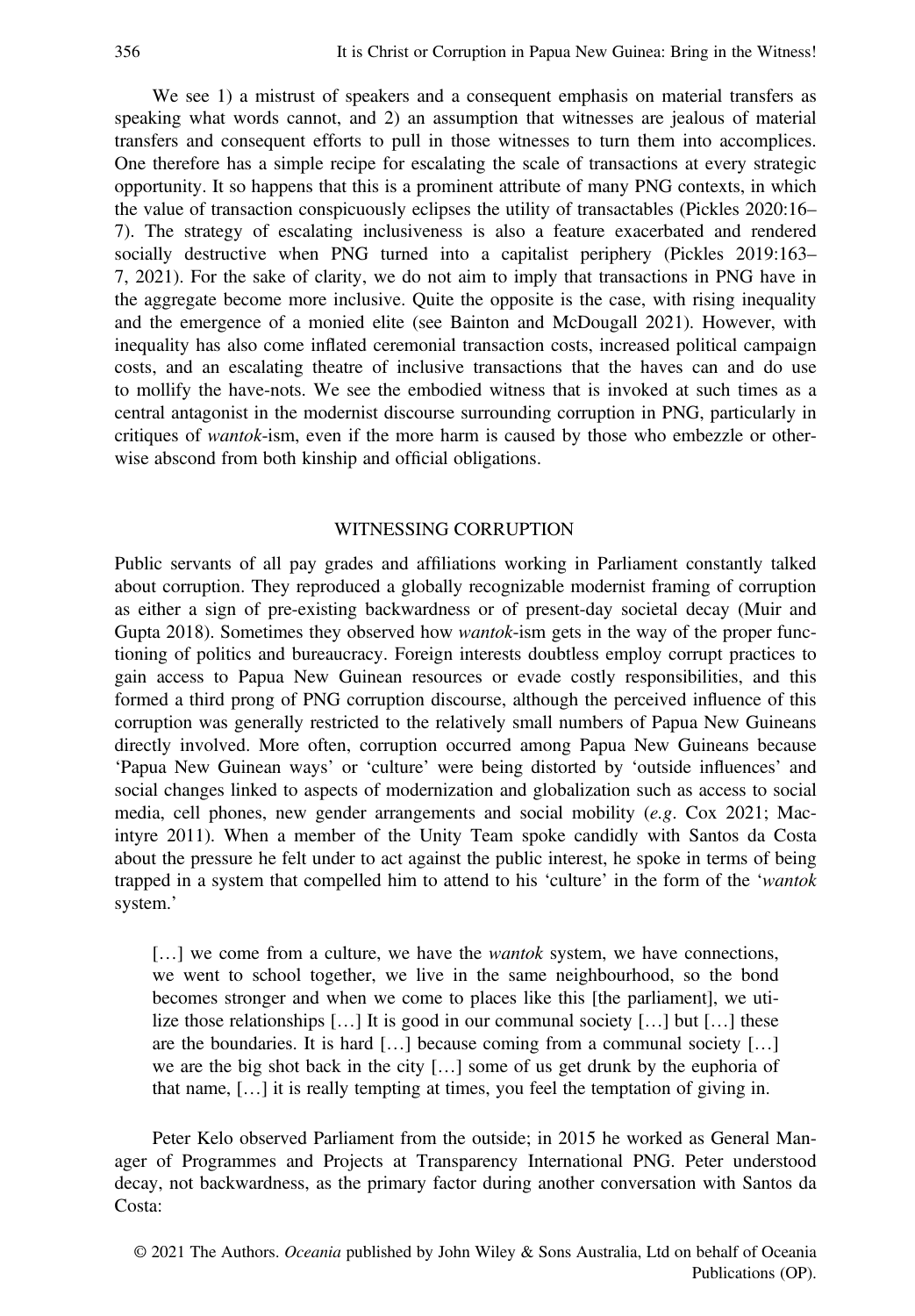We see 1) a mistrust of speakers and a consequent emphasis on material transfers as speaking what words cannot, and 2) an assumption that witnesses are jealous of material transfers and consequent efforts to pull in those witnesses to turn them into accomplices. One therefore has a simple recipe for escalating the scale of transactions at every strategic opportunity. It so happens that this is a prominent attribute of many PNG contexts, in which the value of transaction conspicuously eclipses the utility of transactables (Pickles 2020:16–7). The strategy of escalating inclusiveness is also a feature exacerbated and rendered socially destructive when PNG turned into a capitalist periphery (Pickles 2019:163–7, 2021). For the sake of clarity, we do not aim to imply that transactions in PNG have in the aggregate become more inclusive. Quite the opposite is the case, with rising inequality and the emergence of a monied elite (see Bainton and McDougall 2021). However, with inequality has also come inflated ceremonial transaction costs, increased political campaign costs, and an escalating theatre of inclusive transactions that the haves can and do use to mollify the have-nots. We see the embodied witness that is invoked at such times as a central antagonist in the modernist discourse surrounding corruption in PNG, particularly in critiques of *wantok*-ism, even if the more harm is caused by those who embezzle or otherwise abscond from both kinship and official obligations.

## WITNESSING CORRUPTION

Public servants of all pay grades and affiliations working in Parliament constantly talked about corruption. They reproduced a globally recognizable modernist framing of corruption as either a sign of pre-existing backwardness or of present-day societal decay (Muir and Gupta 2018). Sometimes they observed how *wantok*-ism gets in the way of the proper functioning of politics and bureaucracy. Foreign interests doubtless employ corrupt practices to gain access to Papua New Guinean resources or evade costly responsibilities, and this formed a third prong of PNG corruption discourse, although the perceived influence of this corruption was generally restricted to the relatively small numbers of Papua New Guineans directly involved. More often, corruption occurred among Papua New Guineans because 'Papua New Guinean ways' or 'culture' were being distorted by 'outside influences' and social changes linked to aspects of modernization and globalization such as access to social media, cell phones, new gender arrangements and social mobility (*e.g.* Cox 2021; Macintyre 2011). When a member of the Unity Team spoke candidly with Santos da Costa about the pressure he felt under to act against the public interest, he spoke in terms of being trapped in a system that compelled him to attend to his 'culture' in the form of the '*wantok* system.'

> […] we come from a culture, we have the *wantok* system, we have connections, we went to school together, we live in the same neighbourhood, so the bond becomes stronger and when we come to places like this [the parliament], we utilize those relationships […] It is good in our communal society […] but […] these are the boundaries. It is hard […] because coming from a communal society […] we are the big shot back in the city […] some of us get drunk by the euphoria of that name, […] it is really tempting at times, you feel the temptation of giving in.

Peter Kelo observed Parliament from the outside; in 2015 he worked as General Manager of Programmes and Projects at Transparency International PNG. Peter understood decay, not backwardness, as the primary factor during another conversation with Santos da Costa: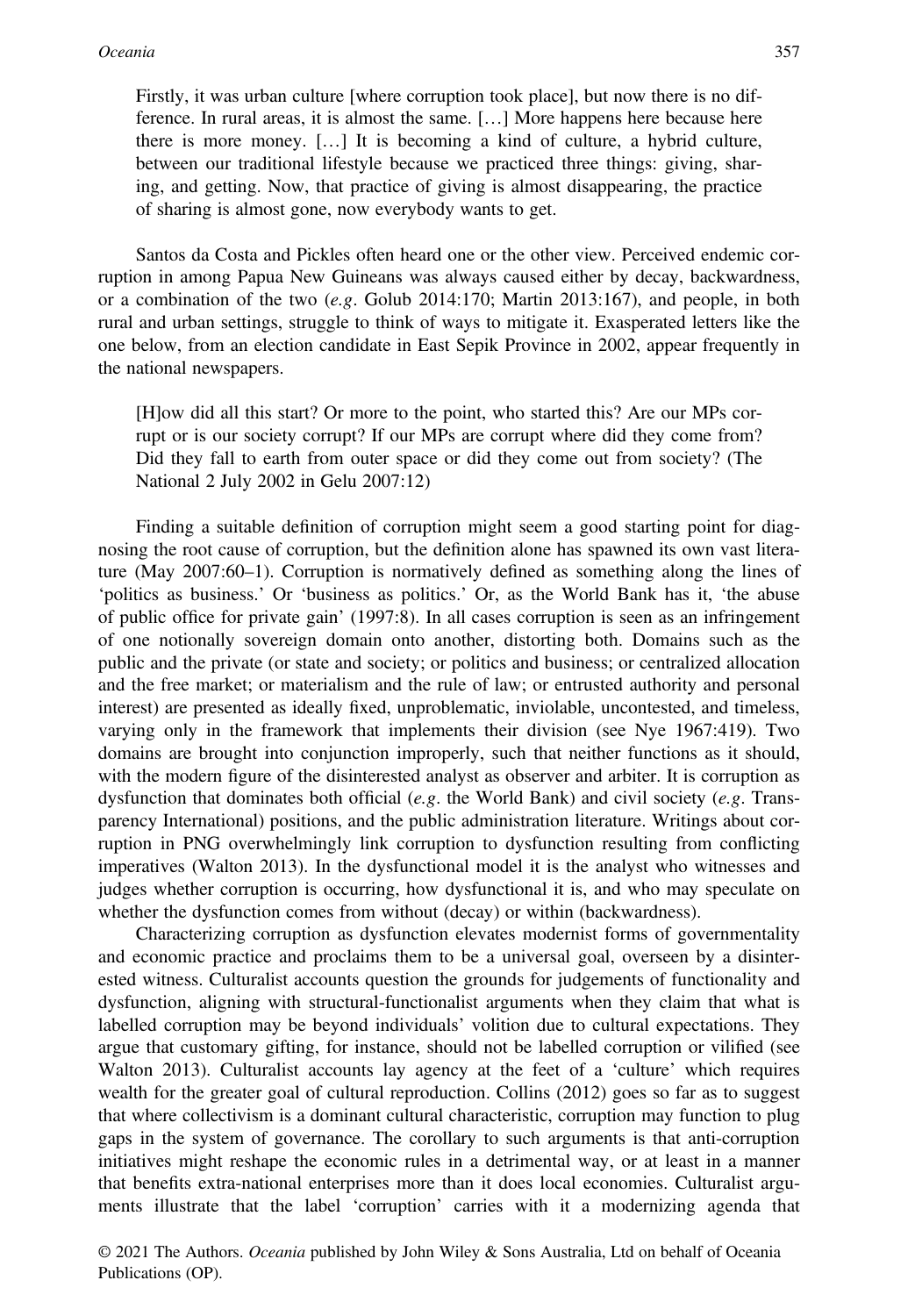> Firstly, it was urban culture [where corruption took place], but now there is no difference. In rural areas, it is almost the same. […] More happens here because here there is more money. […] It is becoming a kind of culture, a hybrid culture, between our traditional lifestyle because we practiced three things: giving, sharing, and getting. Now, that practice of giving is almost disappearing, the practice of sharing is almost gone, now everybody wants to get.

Santos da Costa and Pickles often heard one or the other view. Perceived endemic corruption in among Papua New Guineans was always caused either by decay, backwardness, or a combination of the two (*e.g*. Golub 2014:170; Martin 2013:167), and people, in both rural and urban settings, struggle to think of ways to mitigate it. Exasperated letters like the one below, from an election candidate in East Sepik Province in 2002, appear frequently in the national newspapers.

> [H]ow did all this start? Or more to the point, who started this? Are our MPs corrupt or is our society corrupt? If our MPs are corrupt where did they come from? Did they fall to earth from outer space or did they come out from society? (The National 2 July 2002 in Gelu 2007:12)

Finding a suitable definition of corruption might seem a good starting point for diagnosing the root cause of corruption, but the definition alone has spawned its own vast literature (May 2007:60–1). Corruption is normatively defined as something along the lines of 'politics as business.' Or 'business as politics.' Or, as the World Bank has it, 'the abuse of public office for private gain' (1997:8). In all cases corruption is seen as an infringement of one notionally sovereign domain onto another, distorting both. Domains such as the public and the private (or state and society; or politics and business; or centralized allocation and the free market; or materialism and the rule of law; or entrusted authority and personal interest) are presented as ideally fixed, unproblematic, inviolable, uncontested, and timeless, varying only in the framework that implements their division (see Nye 1967:419). Two domains are brought into conjunction improperly, such that neither functions as it should, with the modern figure of the disinterested analyst as observer and arbiter. It is corruption as dysfunction that dominates both official (*e.g*. the World Bank) and civil society (*e.g*. Transparency International) positions, and the public administration literature. Writings about corruption in PNG overwhelmingly link corruption to dysfunction resulting from conflicting imperatives (Walton 2013). In the dysfunctional model it is the analyst who witnesses and judges whether corruption is occurring, how dysfunctional it is, and who may speculate on whether the dysfunction comes from without (decay) or within (backwardness).

Characterizing corruption as dysfunction elevates modernist forms of governmentality and economic practice and proclaims them to be a universal goal, overseen by a disinterested witness. Culturalist accounts question the grounds for judgements of functionality and dysfunction, aligning with structural-functionalist arguments when they claim that what is labelled corruption may be beyond individuals' volition due to cultural expectations. They argue that customary gifting, for instance, should not be labelled corruption or vilified (see Walton 2013). Culturalist accounts lay agency at the feet of a 'culture' which requires wealth for the greater goal of cultural reproduction. Collins (2012) goes so far as to suggest that where collectivism is a dominant cultural characteristic, corruption may function to plug gaps in the system of governance. The corollary to such arguments is that anti-corruption initiatives might reshape the economic rules in a detrimental way, or at least in a manner that benefits extra-national enterprises more than it does local economies. Culturalist arguments illustrate that the label 'corruption' carries with it a modernizing agenda that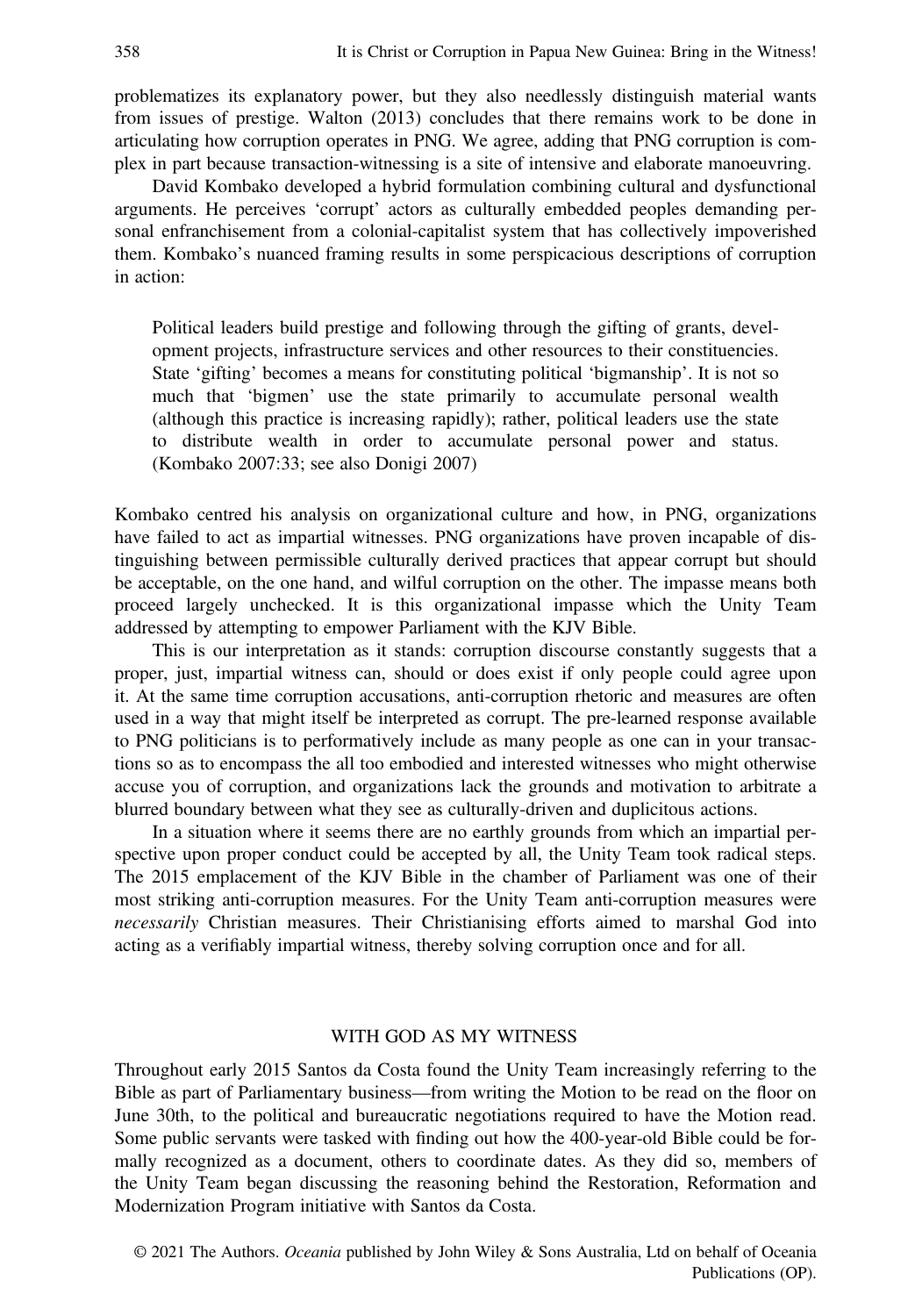problematizes its explanatory power, but they also needlessly distinguish material wants from issues of prestige. Walton (2013) concludes that there remains work to be done in articulating how corruption operates in PNG. We agree, adding that PNG corruption is complex in part because transaction-witnessing is a site of intensive and elaborate manoeuvring.

David Kombako developed a hybrid formulation combining cultural and dysfunctional arguments. He perceives 'corrupt' actors as culturally embedded peoples demanding personal enfranchisement from a colonial-capitalist system that has collectively impoverished them. Kombako's nuanced framing results in some perspicacious descriptions of corruption in action:

> Political leaders build prestige and following through the gifting of grants, development projects, infrastructure services and other resources to their constituencies. State 'gifting' becomes a means for constituting political 'bigmanship'. It is not so much that 'bigmen' use the state primarily to accumulate personal wealth (although this practice is increasing rapidly); rather, political leaders use the state to distribute wealth in order to accumulate personal power and status. (Kombako 2007:33; see also Donigi 2007)

Kombako centred his analysis on organizational culture and how, in PNG, organizations have failed to act as impartial witnesses. PNG organizations have proven incapable of distinguishing between permissible culturally derived practices that appear corrupt but should be acceptable, on the one hand, and wilful corruption on the other. The impasse means both proceed largely unchecked. It is this organizational impasse which the Unity Team addressed by attempting to empower Parliament with the KJV Bible.

This is our interpretation as it stands: corruption discourse constantly suggests that a proper, just, impartial witness can, should or does exist if only people could agree upon it. At the same time corruption accusations, anti-corruption rhetoric and measures are often used in a way that might itself be interpreted as corrupt. The pre-learned response available to PNG politicians is to performatively include as many people as one can in your transactions so as to encompass the all too embodied and interested witnesses who might otherwise accuse you of corruption, and organizations lack the grounds and motivation to arbitrate a blurred boundary between what they see as culturally-driven and duplicitous actions.

In a situation where it seems there are no earthly grounds from which an impartial perspective upon proper conduct could be accepted by all, the Unity Team took radical steps. The 2015 emplacement of the KJV Bible in the chamber of Parliament was one of their most striking anti-corruption measures. For the Unity Team anti-corruption measures were *necessarily* Christian measures. Their Christianising efforts aimed to marshal God into acting as a verifiably impartial witness, thereby solving corruption once and for all.

## WITH GOD AS MY WITNESS

Throughout early 2015 Santos da Costa found the Unity Team increasingly referring to the Bible as part of Parliamentary business—from writing the Motion to be read on the floor on June 30th, to the political and bureaucratic negotiations required to have the Motion read. Some public servants were tasked with finding out how the 400-year-old Bible could be formally recognized as a document, others to coordinate dates. As they did so, members of the Unity Team began discussing the reasoning behind the Restoration, Reformation and Modernization Program initiative with Santos da Costa.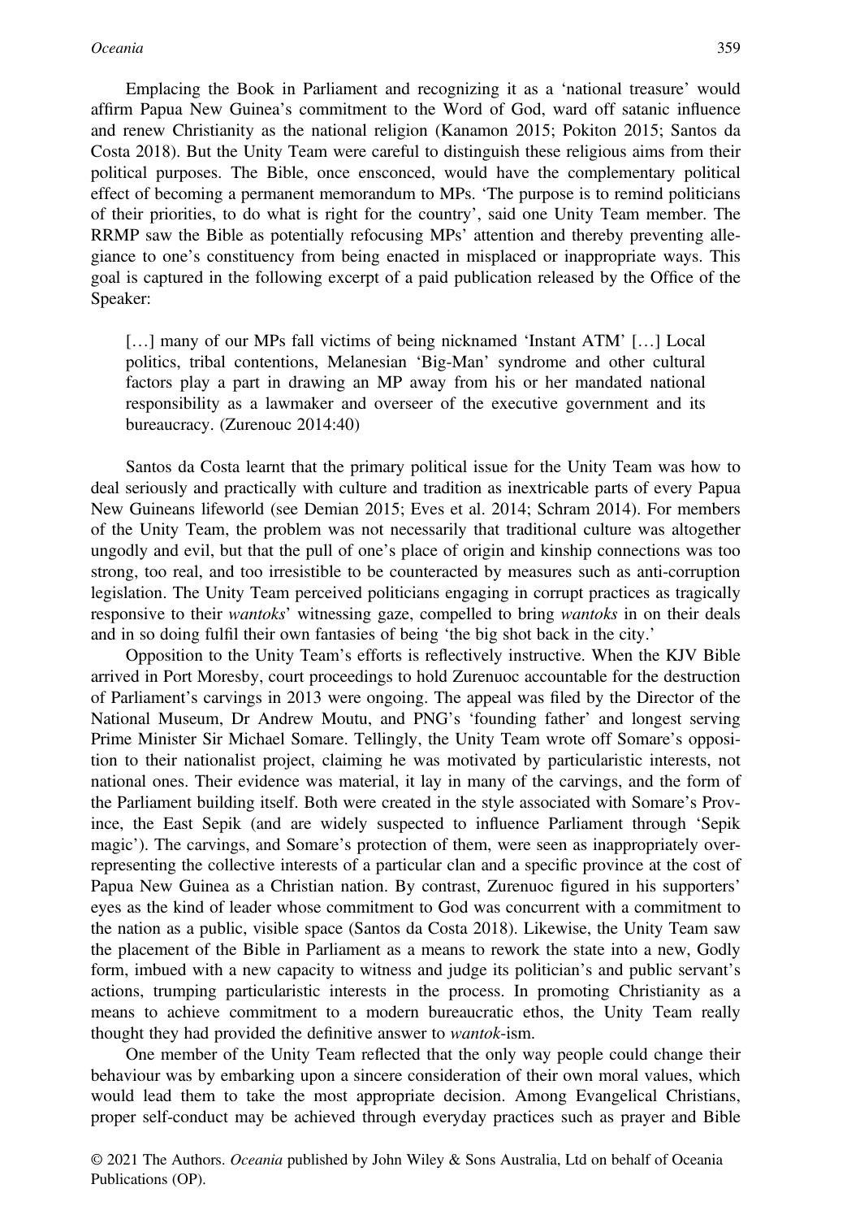Emplacing the Book in Parliament and recognizing it as a 'national treasure' would affirm Papua New Guinea's commitment to the Word of God, ward off satanic influence and renew Christianity as the national religion (Kanamon 2015; Pokiton 2015; Santos da Costa 2018). But the Unity Team were careful to distinguish these religious aims from their political purposes. The Bible, once ensconced, would have the complementary political effect of becoming a permanent memorandum to MPs. 'The purpose is to remind politicians of their priorities, to do what is right for the country', said one Unity Team member. The RRMP saw the Bible as potentially refocusing MPs' attention and thereby preventing allegiance to one's constituency from being enacted in misplaced or inappropriate ways. This goal is captured in the following excerpt of a paid publication released by the Office of the Speaker:

> […] many of our MPs fall victims of being nicknamed 'Instant ATM' […] Local politics, tribal contentions, Melanesian 'Big-Man' syndrome and other cultural factors play a part in drawing an MP away from his or her mandated national responsibility as a lawmaker and overseer of the executive government and its bureaucracy. (Zurenouc 2014:40)

Santos da Costa learnt that the primary political issue for the Unity Team was how to deal seriously and practically with culture and tradition as inextricable parts of every Papua New Guineans lifeworld (see Demian 2015; Eves et al. 2014; Schram 2014). For members of the Unity Team, the problem was not necessarily that traditional culture was altogether ungodly and evil, but that the pull of one's place of origin and kinship connections was too strong, too real, and too irresistible to be counteracted by measures such as anti-corruption legislation. The Unity Team perceived politicians engaging in corrupt practices as tragically responsive to their *wantoks*' witnessing gaze, compelled to bring *wantoks* in on their deals and in so doing fulfil their own fantasies of being 'the big shot back in the city.'

Opposition to the Unity Team's efforts is reflectively instructive. When the KJV Bible arrived in Port Moresby, court proceedings to hold Zurenuoc accountable for the destruction of Parliament's carvings in 2013 were ongoing. The appeal was filed by the Director of the National Museum, Dr Andrew Moutu, and PNG's 'founding father' and longest serving Prime Minister Sir Michael Somare. Tellingly, the Unity Team wrote off Somare's opposition to their nationalist project, claiming he was motivated by particularistic interests, not national ones. Their evidence was material, it lay in many of the carvings, and the form of the Parliament building itself. Both were created in the style associated with Somare's Province, the East Sepik (and are widely suspected to influence Parliament through 'Sepik magic'). The carvings, and Somare's protection of them, were seen as inappropriately over-representing the collective interests of a particular clan and a specific province at the cost of Papua New Guinea as a Christian nation. By contrast, Zurenuoc figured in his supporters' eyes as the kind of leader whose commitment to God was concurrent with a commitment to the nation as a public, visible space (Santos da Costa 2018). Likewise, the Unity Team saw the placement of the Bible in Parliament as a means to rework the state into a new, Godly form, imbued with a new capacity to witness and judge its politician's and public servant's actions, trumping particularistic interests in the process. In promoting Christianity as a means to achieve commitment to a modern bureaucratic ethos, the Unity Team really thought they had provided the definitive answer to *wantok*-ism.

One member of the Unity Team reflected that the only way people could change their behaviour was by embarking upon a sincere consideration of their own moral values, which would lead them to take the most appropriate decision. Among Evangelical Christians, proper self-conduct may be achieved through everyday practices such as prayer and Bible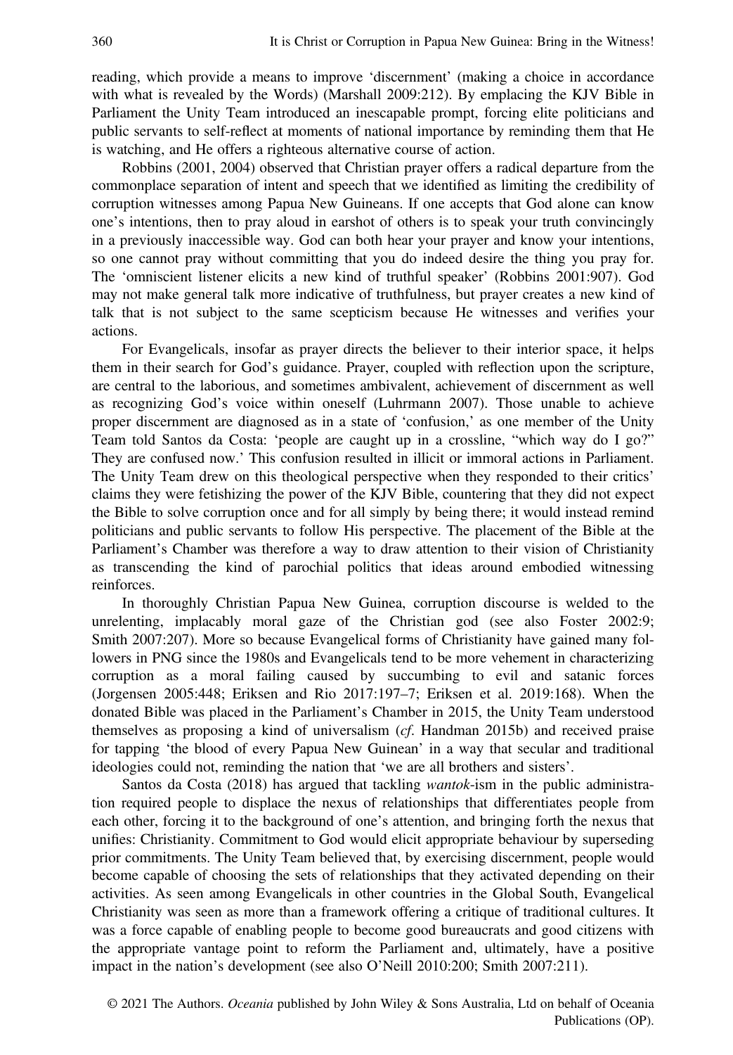reading, which provide a means to improve 'discernment' (making a choice in accordance with what is revealed by the Words) (Marshall 2009:212). By emplacing the KJV Bible in Parliament the Unity Team introduced an inescapable prompt, forcing elite politicians and public servants to self-reflect at moments of national importance by reminding them that He is watching, and He offers a righteous alternative course of action.

Robbins (2001, 2004) observed that Christian prayer offers a radical departure from the commonplace separation of intent and speech that we identified as limiting the credibility of corruption witnesses among Papua New Guineans. If one accepts that God alone can know one's intentions, then to pray aloud in earshot of others is to speak your truth convincingly in a previously inaccessible way. God can both hear your prayer and know your intentions, so one cannot pray without committing that you do indeed desire the thing you pray for. The 'omniscient listener elicits a new kind of truthful speaker' (Robbins 2001:907). God may not make general talk more indicative of truthfulness, but prayer creates a new kind of talk that is not subject to the same scepticism because He witnesses and verifies your actions.

For Evangelicals, insofar as prayer directs the believer to their interior space, it helps them in their search for God's guidance. Prayer, coupled with reflection upon the scripture, are central to the laborious, and sometimes ambivalent, achievement of discernment as well as recognizing God's voice within oneself (Luhrmann 2007). Those unable to achieve proper discernment are diagnosed as in a state of 'confusion,' as one member of the Unity Team told Santos da Costa: 'people are caught up in a crossline, "which way do I go?" They are confused now.' This confusion resulted in illicit or immoral actions in Parliament. The Unity Team drew on this theological perspective when they responded to their critics' claims they were fetishizing the power of the KJV Bible, countering that they did not expect the Bible to solve corruption once and for all simply by being there; it would instead remind politicians and public servants to follow His perspective. The placement of the Bible at the Parliament's Chamber was therefore a way to draw attention to their vision of Christianity as transcending the kind of parochial politics that ideas around embodied witnessing reinforces.

In thoroughly Christian Papua New Guinea, corruption discourse is welded to the unrelenting, implacably moral gaze of the Christian god (see also Foster 2002:9; Smith 2007:207). More so because Evangelical forms of Christianity have gained many followers in PNG since the 1980s and Evangelicals tend to be more vehement in characterizing corruption as a moral failing caused by succumbing to evil and satanic forces (Jorgensen 2005:448; Eriksen and Rio 2017:197–7; Eriksen et al. 2019:168). When the donated Bible was placed in the Parliament's Chamber in 2015, the Unity Team understood themselves as proposing a kind of universalism (*cf.* Handman 2015b) and received praise for tapping 'the blood of every Papua New Guinean' in a way that secular and traditional ideologies could not, reminding the nation that 'we are all brothers and sisters'.

Santos da Costa (2018) has argued that tackling *wantok*-ism in the public administration required people to displace the nexus of relationships that differentiates people from each other, forcing it to the background of one's attention, and bringing forth the nexus that unifies: Christianity. Commitment to God would elicit appropriate behaviour by superseding prior commitments. The Unity Team believed that, by exercising discernment, people would become capable of choosing the sets of relationships that they activated depending on their activities. As seen among Evangelicals in other countries in the Global South, Evangelical Christianity was seen as more than a framework offering a critique of traditional cultures. It was a force capable of enabling people to become good bureaucrats and good citizens with the appropriate vantage point to reform the Parliament and, ultimately, have a positive impact in the nation's development (see also O'Neill 2010:200; Smith 2007:211).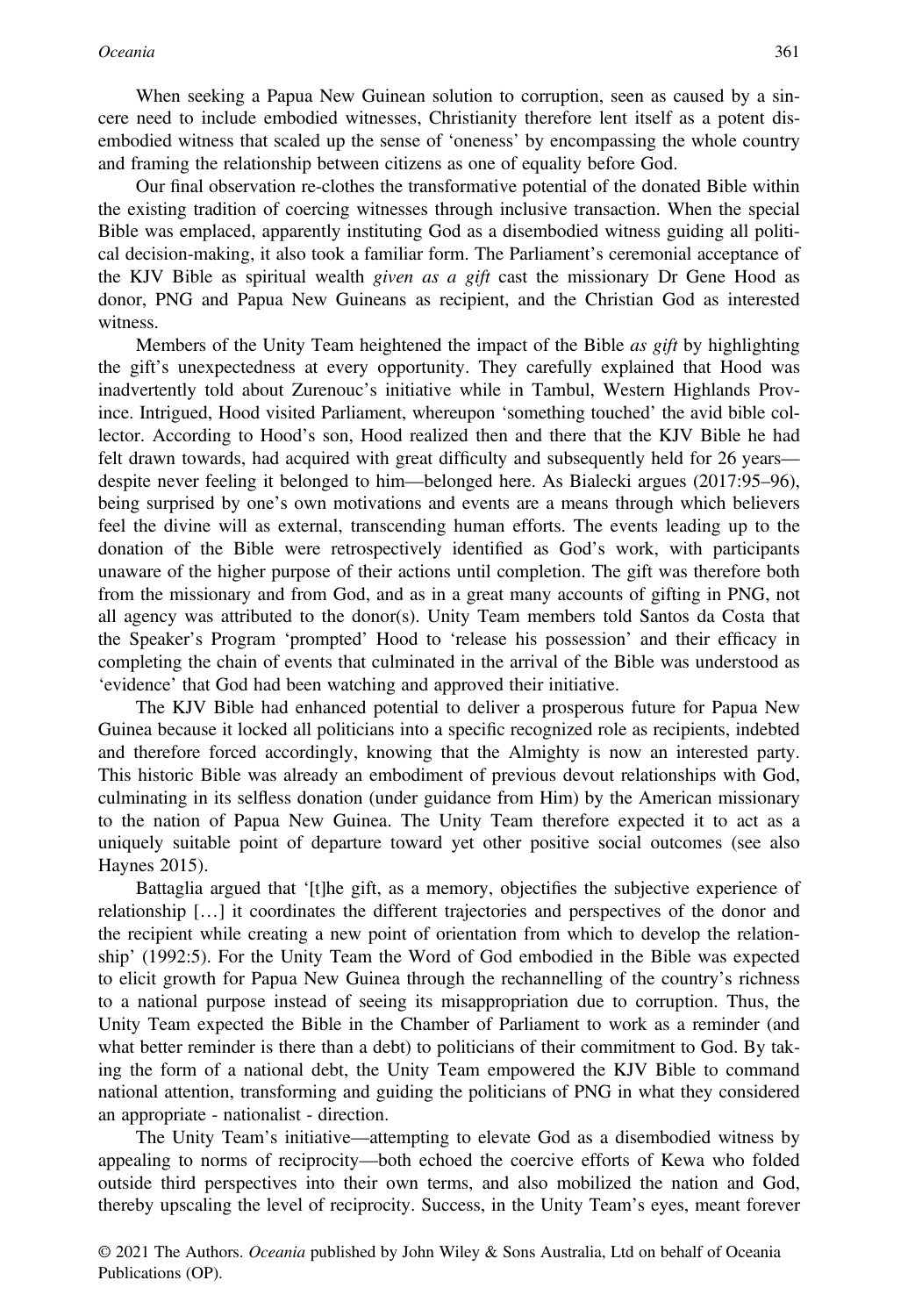When seeking a Papua New Guinean solution to corruption, seen as caused by a sincere need to include embodied witnesses, Christianity therefore lent itself as a potent disembodied witness that scaled up the sense of 'oneness' by encompassing the whole country and framing the relationship between citizens as one of equality before God.

Our final observation re-clothes the transformative potential of the donated Bible within the existing tradition of coercing witnesses through inclusive transaction. When the special Bible was emplaced, apparently instituting God as a disembodied witness guiding all political decision-making, it also took a familiar form. The Parliament's ceremonial acceptance of the KJV Bible as spiritual wealth *given as a gift* cast the missionary Dr Gene Hood as donor, PNG and Papua New Guineans as recipient, and the Christian God as interested witness.

Members of the Unity Team heightened the impact of the Bible *as gift* by highlighting the gift's unexpectedness at every opportunity. They carefully explained that Hood was inadvertently told about Zurenouc's initiative while in Tambul, Western Highlands Province. Intrigued, Hood visited Parliament, whereupon 'something touched' the avid bible collector. According to Hood's son, Hood realized then and there that the KJV Bible he had felt drawn towards, had acquired with great difficulty and subsequently held for 26 years—despite never feeling it belonged to him—belonged here. As Bialecki argues (2017:95–96), being surprised by one's own motivations and events are a means through which believers feel the divine will as external, transcending human efforts. The events leading up to the donation of the Bible were retrospectively identified as God's work, with participants unaware of the higher purpose of their actions until completion. The gift was therefore both from the missionary and from God, and as in a great many accounts of gifting in PNG, not all agency was attributed to the donor(s). Unity Team members told Santos da Costa that the Speaker's Program 'prompted' Hood to 'release his possession' and their efficacy in completing the chain of events that culminated in the arrival of the Bible was understood as 'evidence' that God had been watching and approved their initiative.

The KJV Bible had enhanced potential to deliver a prosperous future for Papua New Guinea because it locked all politicians into a specific recognized role as recipients, indebted and therefore forced accordingly, knowing that the Almighty is now an interested party. This historic Bible was already an embodiment of previous devout relationships with God, culminating in its selfless donation (under guidance from Him) by the American missionary to the nation of Papua New Guinea. The Unity Team therefore expected it to act as a uniquely suitable point of departure toward yet other positive social outcomes (see also Haynes 2015).

Battaglia argued that '[t]he gift, as a memory, objectifies the subjective experience of relationship […] it coordinates the different trajectories and perspectives of the donor and the recipient while creating a new point of orientation from which to develop the relationship' (1992:5). For the Unity Team the Word of God embodied in the Bible was expected to elicit growth for Papua New Guinea through the rechannelling of the country's richness to a national purpose instead of seeing its misappropriation due to corruption. Thus, the Unity Team expected the Bible in the Chamber of Parliament to work as a reminder (and what better reminder is there than a debt) to politicians of their commitment to God. By taking the form of a national debt, the Unity Team empowered the KJV Bible to command national attention, transforming and guiding the politicians of PNG in what they considered an appropriate - nationalist - direction.

The Unity Team's initiative—attempting to elevate God as a disembodied witness by appealing to norms of reciprocity—both echoed the coercive efforts of Kewa who folded outside third perspectives into their own terms, and also mobilized the nation and God, thereby upscaling the level of reciprocity. Success, in the Unity Team's eyes, meant forever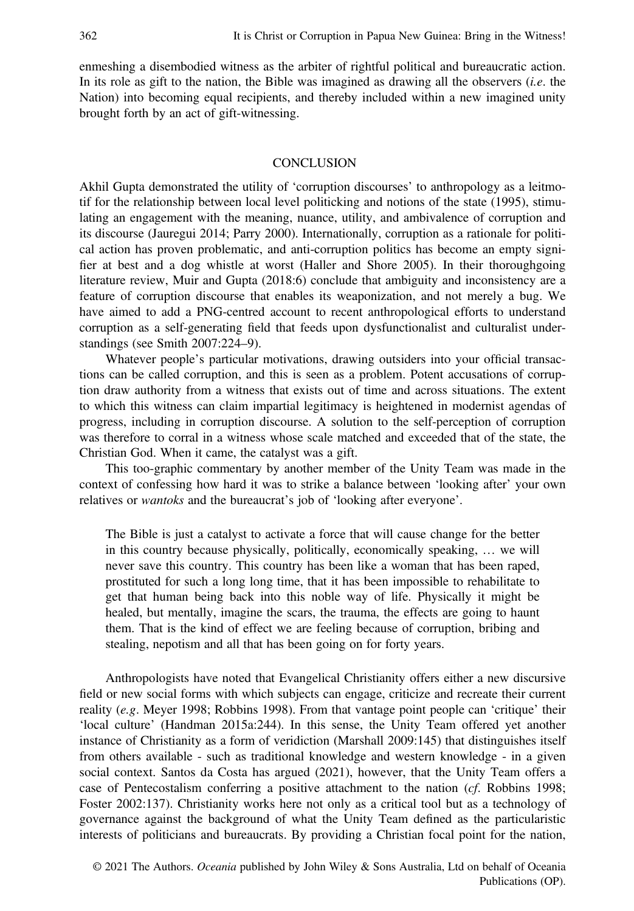enmeshing a disembodied witness as the arbiter of rightful political and bureaucratic action. In its role as gift to the nation, the Bible was imagined as drawing all the observers (*i.e*. the Nation) into becoming equal recipients, and thereby included within a new imagined unity brought forth by an act of gift-witnessing.

## CONCLUSION

Akhil Gupta demonstrated the utility of 'corruption discourses' to anthropology as a leitmotif for the relationship between local level politicking and notions of the state (1995), stimulating an engagement with the meaning, nuance, utility, and ambivalence of corruption and its discourse (Jauregui 2014; Parry 2000). Internationally, corruption as a rationale for political action has proven problematic, and anti-corruption politics has become an empty signifier at best and a dog whistle at worst (Haller and Shore 2005). In their thoroughgoing literature review, Muir and Gupta (2018:6) conclude that ambiguity and inconsistency are a feature of corruption discourse that enables its weaponization, and not merely a bug. We have aimed to add a PNG-centred account to recent anthropological efforts to understand corruption as a self-generating field that feeds upon dysfunctionalist and culturalist understandings (see Smith 2007:224–9).

Whatever people's particular motivations, drawing outsiders into your official transactions can be called corruption, and this is seen as a problem. Potent accusations of corruption draw authority from a witness that exists out of time and across situations. The extent to which this witness can claim impartial legitimacy is heightened in modernist agendas of progress, including in corruption discourse. A solution to the self-perception of corruption was therefore to corral in a witness whose scale matched and exceeded that of the state, the Christian God. When it came, the catalyst was a gift.

This too-graphic commentary by another member of the Unity Team was made in the context of confessing how hard it was to strike a balance between 'looking after' your own relatives or *wantoks* and the bureaucrat's job of 'looking after everyone'.

> The Bible is just a catalyst to activate a force that will cause change for the better in this country because physically, politically, economically speaking, … we will never save this country. This country has been like a woman that has been raped, prostituted for such a long long time, that it has been impossible to rehabilitate to get that human being back into this noble way of life. Physically it might be healed, but mentally, imagine the scars, the trauma, the effects are going to haunt them. That is the kind of effect we are feeling because of corruption, bribing and stealing, nepotism and all that has been going on for forty years.

Anthropologists have noted that Evangelical Christianity offers either a new discursive field or new social forms with which subjects can engage, criticize and recreate their current reality (*e.g*. Meyer 1998; Robbins 1998). From that vantage point people can 'critique' their 'local culture' (Handman 2015a:244). In this sense, the Unity Team offered yet another instance of Christianity as a form of veridiction (Marshall 2009:145) that distinguishes itself from others available - such as traditional knowledge and western knowledge - in a given social context. Santos da Costa has argued (2021), however, that the Unity Team offers a case of Pentecostalism conferring a positive attachment to the nation (*cf*. Robbins 1998; Foster 2002:137). Christianity works here not only as a critical tool but as a technology of governance against the background of what the Unity Team defined as the particularistic interests of politicians and bureaucrats. By providing a Christian focal point for the nation,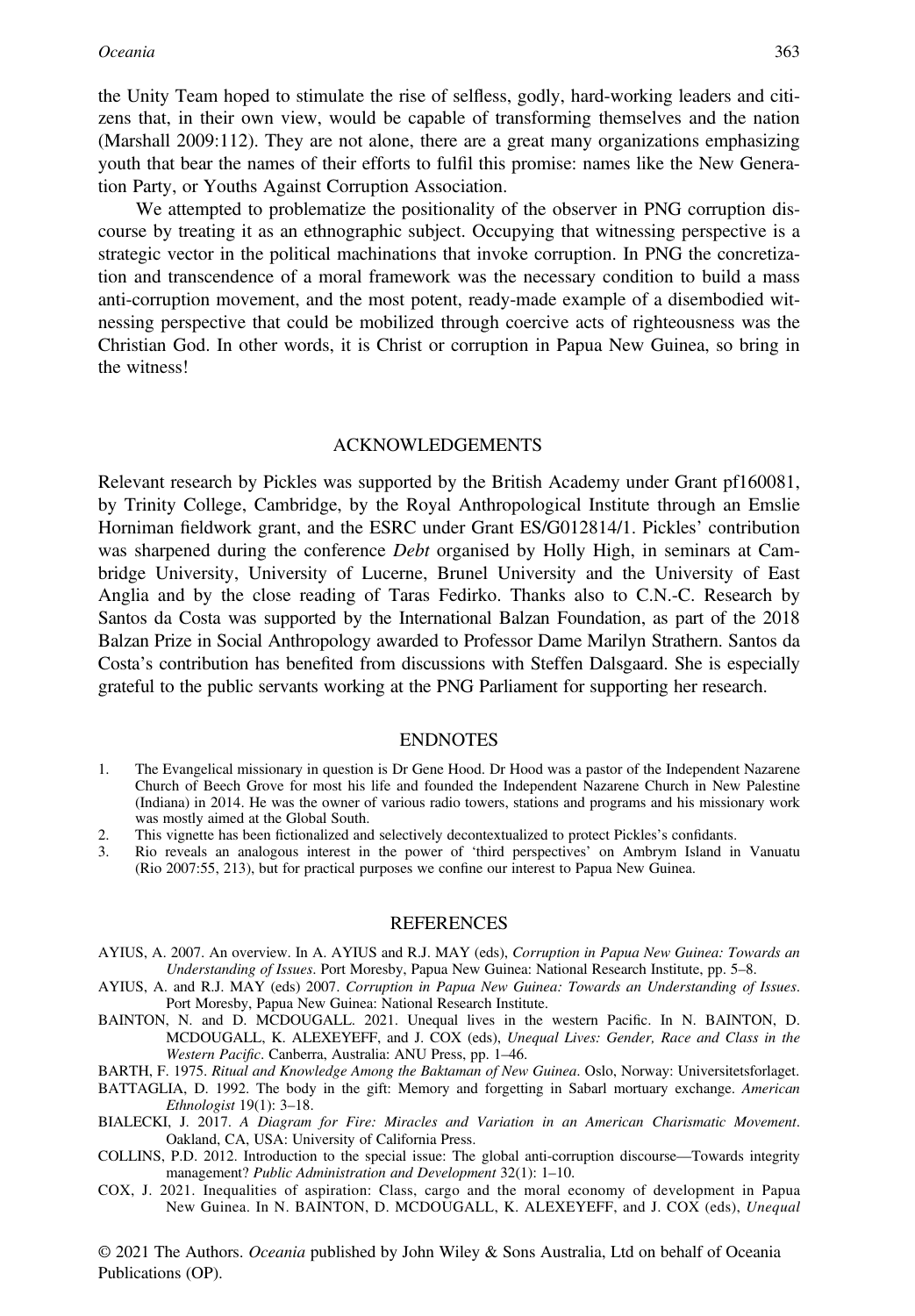the Unity Team hoped to stimulate the rise of selfless, godly, hard-working leaders and citizens that, in their own view, would be capable of transforming themselves and the nation (Marshall 2009:112). They are not alone, there are a great many organizations emphasizing youth that bear the names of their efforts to fulfil this promise: names like the New Generation Party, or Youths Against Corruption Association.

We attempted to problematize the positionality of the observer in PNG corruption discourse by treating it as an ethnographic subject. Occupying that witnessing perspective is a strategic vector in the political machinations that invoke corruption. In PNG the concretization and transcendence of a moral framework was the necessary condition to build a mass anti-corruption movement, and the most potent, ready-made example of a disembodied witnessing perspective that could be mobilized through coercive acts of righteousness was the Christian God. In other words, it is Christ or corruption in Papua New Guinea, so bring in the witness!

## ACKNOWLEDGEMENTS

Relevant research by Pickles was supported by the British Academy under Grant pf160081, by Trinity College, Cambridge, by the Royal Anthropological Institute through an Emslie Horniman fieldwork grant, and the ESRC under Grant ES/G012814/1. Pickles' contribution was sharpened during the conference *Debt* organised by Holly High, in seminars at Cambridge University, University of Lucerne, Brunel University and the University of East Anglia and by the close reading of Taras Fedirko. Thanks also to C.N.-C. Research by Santos da Costa was supported by the International Balzan Foundation, as part of the 2018 Balzan Prize in Social Anthropology awarded to Professor Dame Marilyn Strathern. Santos da Costa's contribution has benefited from discussions with Steffen Dalsgaard. She is especially grateful to the public servants working at the PNG Parliament for supporting her research.

## ENDNOTES

1. The Evangelical missionary in question is Dr Gene Hood. Dr Hood was a pastor of the Independent Nazarene Church of Beech Grove for most his life and founded the Independent Nazarene Church in New Palestine (Indiana) in 2014. He was the owner of various radio towers, stations and programs and his missionary work was mostly aimed at the Global South.
2. This vignette has been fictionalized and selectively decontextualized to protect Pickles's confidants.
3. Rio reveals an analogous interest in the power of 'third perspectives' on Ambrym Island in Vanuatu (Rio 2007:55, 213), but for practical purposes we confine our interest to Papua New Guinea.

## REFERENCES

AYIUS, A. 2007. An overview. In A. AYIUS and R.J. MAY (eds), *Corruption in Papua New Guinea: Towards an Understanding of Issues*. Port Moresby, Papua New Guinea: National Research Institute, pp. 5–8.

AYIUS, A. and R.J. MAY (eds) 2007. *Corruption in Papua New Guinea: Towards an Understanding of Issues*. Port Moresby, Papua New Guinea: National Research Institute.

BAINTON, N. and D. MCDOUGALL. 2021. Unequal lives in the western Pacific. In N. BAINTON, D. MCDOUGALL, K. ALEXEYEFF, and J. COX (eds), *Unequal Lives: Gender, Race and Class in the Western Pacific*. Canberra, Australia: ANU Press, pp. 1–46.

BARTH, F. 1975. *Ritual and Knowledge Among the Baktaman of New Guinea*. Oslo, Norway: Universitetsforlaget.

BATTAGLIA, D. 1992. The body in the gift: Memory and forgetting in Sabarl mortuary exchange. *American Ethnologist* 19(1): 3–18.

BIALECKI, J. 2017. *A Diagram for Fire: Miracles and Variation in an American Charismatic Movement*. Oakland, CA, USA: University of California Press.

COLLINS, P.D. 2012. Introduction to the special issue: The global anti-corruption discourse—Towards integrity management? *Public Administration and Development* 32(1): 1–10.

COX, J. 2021. Inequalities of aspiration: Class, cargo and the moral economy of development in Papua New Guinea. In N. BAINTON, D. MCDOUGALL, K. ALEXEYEFF, and J. COX (eds), *Unequal*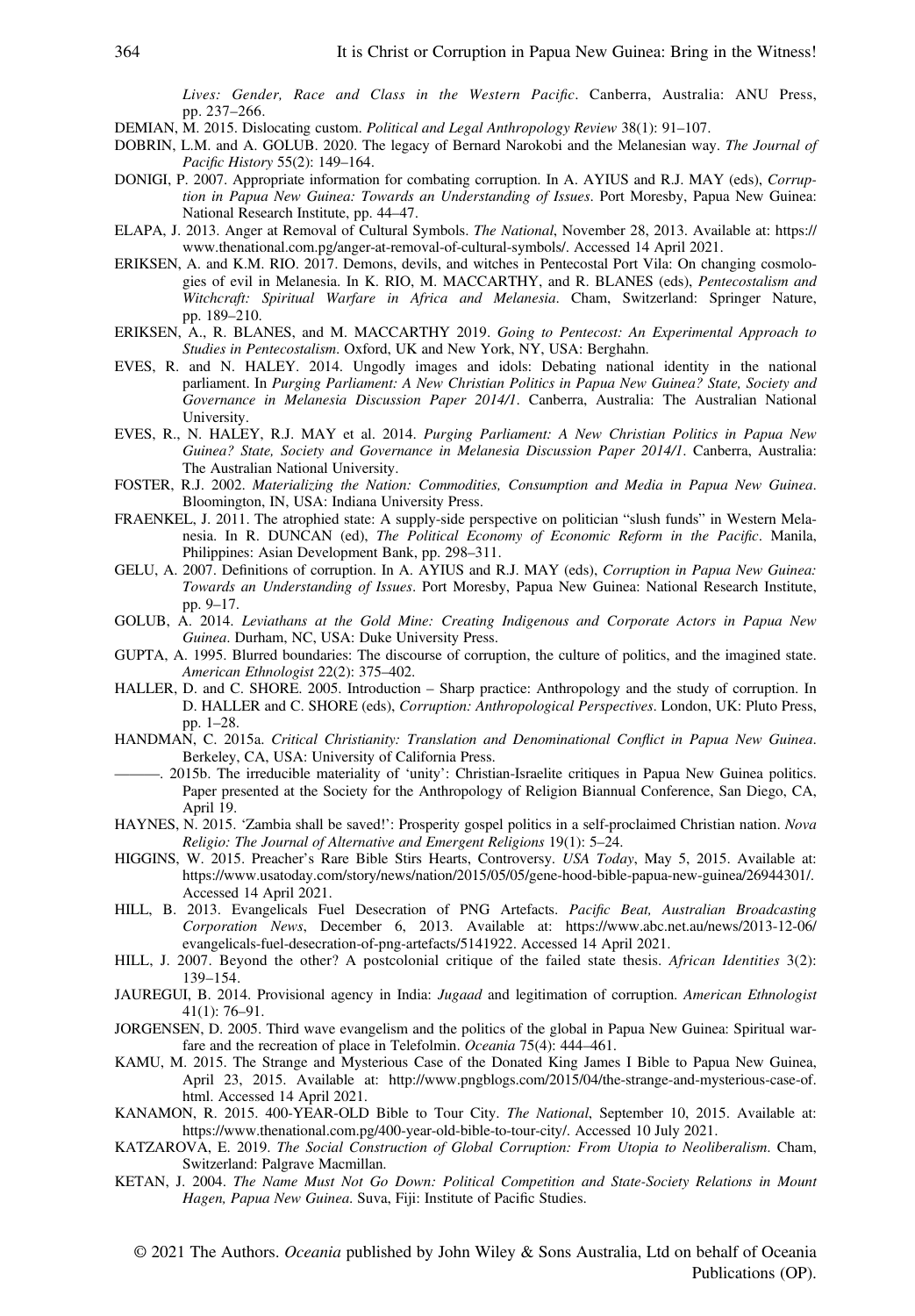*Lives: Gender, Race and Class in the Western Pacific*. Canberra, Australia: ANU Press, pp. 237–266.

DEMIAN, M. 2015. Dislocating custom. *Political and Legal Anthropology Review* 38(1): 91–107.

DOBRIN, L.M. and A. GOLUB. 2020. The legacy of Bernard Narokobi and the Melanesian way. *The Journal of Pacific History* 55(2): 149–164.

DONIGI, P. 2007. Appropriate information for combating corruption. In A. AYIUS and R.J. MAY (eds), *Corruption in Papua New Guinea: Towards an Understanding of Issues*. Port Moresby, Papua New Guinea: National Research Institute, pp. 44–47.

ELAPA, J. 2013. Anger at Removal of Cultural Symbols. *The National*, November 28, 2013. Available at: https://www.thenational.com.pg/anger-at-removal-of-cultural-symbols/. Accessed 14 April 2021.

ERIKSEN, A. and K.M. RIO. 2017. Demons, devils, and witches in Pentecostal Port Vila: On changing cosmologies of evil in Melanesia. In K. RIO, M. MACCARTHY, and R. BLANES (eds), *Pentecostalism and Witchcraft: Spiritual Warfare in Africa and Melanesia*. Cham, Switzerland: Springer Nature, pp. 189–210.

ERIKSEN, A., R. BLANES, and M. MACCARTHY 2019. *Going to Pentecost: An Experimental Approach to Studies in Pentecostalism*. Oxford, UK and New York, NY, USA: Berghahn.

EVES, R. and N. HALEY. 2014. Ungodly images and idols: Debating national identity in the national parliament. In *Purging Parliament: A New Christian Politics in Papua New Guinea? State, Society and Governance in Melanesia Discussion Paper 2014/1*. Canberra, Australia: The Australian National University.

EVES, R., N. HALEY, R.J. MAY et al. 2014. *Purging Parliament: A New Christian Politics in Papua New Guinea? State, Society and Governance in Melanesia Discussion Paper 2014/1*. Canberra, Australia: The Australian National University.

FOSTER, R.J. 2002. *Materializing the Nation: Commodities, Consumption and Media in Papua New Guinea*. Bloomington, IN, USA: Indiana University Press.

FRAENKEL, J. 2011. The atrophied state: A supply-side perspective on politician "slush funds" in Western Melanesia. In R. DUNCAN (ed), *The Political Economy of Economic Reform in the Pacific*. Manila, Philippines: Asian Development Bank, pp. 298–311.

GELU, A. 2007. Definitions of corruption. In A. AYIUS and R.J. MAY (eds), *Corruption in Papua New Guinea: Towards an Understanding of Issues*. Port Moresby, Papua New Guinea: National Research Institute, pp. 9–17.

GOLUB, A. 2014. *Leviathans at the Gold Mine: Creating Indigenous and Corporate Actors in Papua New Guinea*. Durham, NC, USA: Duke University Press.

GUPTA, A. 1995. Blurred boundaries: The discourse of corruption, the culture of politics, and the imagined state. *American Ethnologist* 22(2): 375–402.

HALLER, D. and C. SHORE. 2005. Introduction – Sharp practice: Anthropology and the study of corruption. In D. HALLER and C. SHORE (eds), *Corruption: Anthropological Perspectives*. London, UK: Pluto Press, pp. 1–28.

HANDMAN, C. 2015a. *Critical Christianity: Translation and Denominational Conflict in Papua New Guinea*. Berkeley, CA, USA: University of California Press.

———. 2015b. The irreducible materiality of 'unity': Christian-Israelite critiques in Papua New Guinea politics. Paper presented at the Society for the Anthropology of Religion Biannual Conference, San Diego, CA, April 19.

HAYNES, N. 2015. 'Zambia shall be saved!': Prosperity gospel politics in a self-proclaimed Christian nation. *Nova Religio: The Journal of Alternative and Emergent Religions* 19(1): 5–24.

HIGGINS, W. 2015. Preacher's Rare Bible Stirs Hearts, Controversy. *USA Today*, May 5, 2015. Available at: https://www.usatoday.com/story/news/nation/2015/05/05/gene-hood-bible-papua-new-guinea/26944301/. Accessed 14 April 2021.

HILL, B. 2013. Evangelicals Fuel Desecration of PNG Artefacts. *Pacific Beat, Australian Broadcasting Corporation News*, December 6, 2013. Available at: https://www.abc.net.au/news/2013-12-06/evangelicals-fuel-desecration-of-png-artefacts/5141922. Accessed 14 April 2021.

HILL, J. 2007. Beyond the other? A postcolonial critique of the failed state thesis. *African Identities* 3(2): 139–154.

JAUREGUI, B. 2014. Provisional agency in India: *Jugaad* and legitimation of corruption. *American Ethnologist* 41(1): 76–91.

JORGENSEN, D. 2005. Third wave evangelism and the politics of the global in Papua New Guinea: Spiritual warfare and the recreation of place in Telefolmin. *Oceania* 75(4): 444–461.

KAMU, M. 2015. The Strange and Mysterious Case of the Donated King James I Bible to Papua New Guinea, April 23, 2015. Available at: http://www.pngblogs.com/2015/04/the-strange-and-mysterious-case-of.html. Accessed 14 April 2021.

KANAMON, R. 2015. 400-YEAR-OLD Bible to Tour City. *The National*, September 10, 2015. Available at: https://www.thenational.com.pg/400-year-old-bible-to-tour-city/. Accessed 10 July 2021.

KATZAROVA, E. 2019. *The Social Construction of Global Corruption: From Utopia to Neoliberalism*. Cham, Switzerland: Palgrave Macmillan.

KETAN, J. 2004. *The Name Must Not Go Down: Political Competition and State-Society Relations in Mount Hagen, Papua New Guinea*. Suva, Fiji: Institute of Pacific Studies.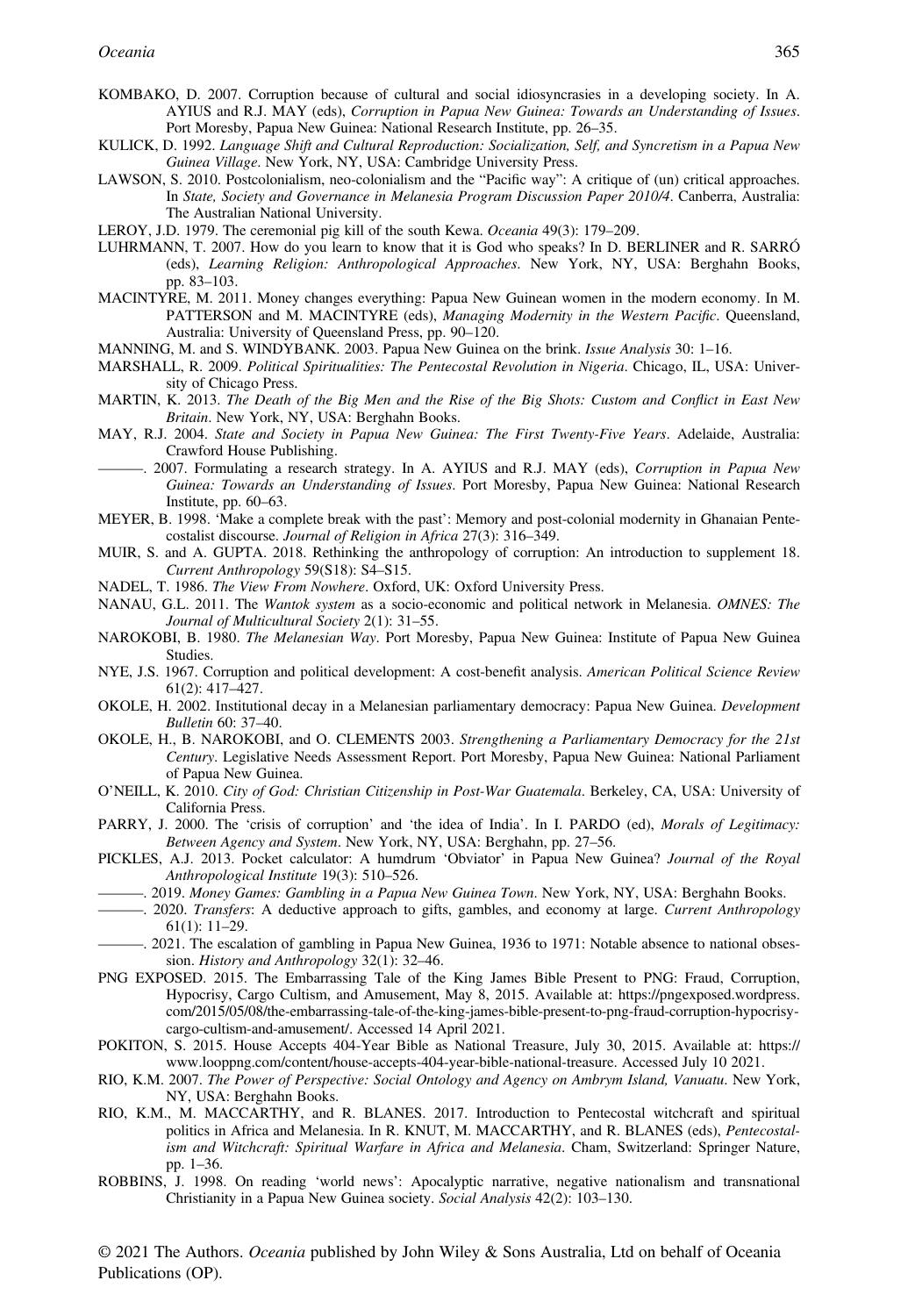KOMBAKO, D. 2007. Corruption because of cultural and social idiosyncrasies in a developing society. In A. AYIUS and R.J. MAY (eds), *Corruption in Papua New Guinea: Towards an Understanding of Issues*. Port Moresby, Papua New Guinea: National Research Institute, pp. 26–35.

KULICK, D. 1992. *Language Shift and Cultural Reproduction: Socialization, Self, and Syncretism in a Papua New Guinea Village*. New York, NY, USA: Cambridge University Press.

LAWSON, S. 2010. Postcolonialism, neo-colonialism and the "Pacific way": A critique of (un) critical approaches. In *State, Society and Governance in Melanesia Program Discussion Paper 2010/4*. Canberra, Australia: The Australian National University.

LEROY, J.D. 1979. The ceremonial pig kill of the south Kewa. *Oceania* 49(3): 179–209.

LUHRMANN, T. 2007. How do you learn to know that it is God who speaks? In D. BERLINER and R. SARRÓ (eds), *Learning Religion: Anthropological Approaches*. New York, NY, USA: Berghahn Books, pp. 83–103.

MACINTYRE, M. 2011. Money changes everything: Papua New Guinean women in the modern economy. In M. PATTERSON and M. MACINTYRE (eds), *Managing Modernity in the Western Pacific*. Queensland, Australia: University of Queensland Press, pp. 90–120.

MANNING, M. and S. WINDYBANK. 2003. Papua New Guinea on the brink. *Issue Analysis* 30: 1–16.

MARSHALL, R. 2009. *Political Spiritualities: The Pentecostal Revolution in Nigeria*. Chicago, IL, USA: University of Chicago Press.

MARTIN, K. 2013. *The Death of the Big Men and the Rise of the Big Shots: Custom and Conflict in East New Britain*. New York, NY, USA: Berghahn Books.

MAY, R.J. 2004. *State and Society in Papua New Guinea: The First Twenty-Five Years*. Adelaide, Australia: Crawford House Publishing.

———. 2007. Formulating a research strategy. In A. AYIUS and R.J. MAY (eds), *Corruption in Papua New Guinea: Towards an Understanding of Issues*. Port Moresby, Papua New Guinea: National Research Institute, pp. 60–63.

MEYER, B. 1998. 'Make a complete break with the past': Memory and post-colonial modernity in Ghanaian Pentecostalist discourse. *Journal of Religion in Africa* 27(3): 316–349.

MUIR, S. and A. GUPTA. 2018. Rethinking the anthropology of corruption: An introduction to supplement 18. *Current Anthropology* 59(S18): S4–S15.

NADEL, T. 1986. *The View From Nowhere*. Oxford, UK: Oxford University Press.

NANAU, G.L. 2011. The *Wantok system* as a socio-economic and political network in Melanesia. *OMNES: The Journal of Multicultural Society* 2(1): 31–55.

NAROKOBI, B. 1980. *The Melanesian Way*. Port Moresby, Papua New Guinea: Institute of Papua New Guinea Studies.

NYE, J.S. 1967. Corruption and political development: A cost-benefit analysis. *American Political Science Review* 61(2): 417–427.

OKOLE, H. 2002. Institutional decay in a Melanesian parliamentary democracy: Papua New Guinea. *Development Bulletin* 60: 37–40.

OKOLE, H., B. NAROKOBI, and O. CLEMENTS 2003. *Strengthening a Parliamentary Democracy for the 21st Century*. Legislative Needs Assessment Report. Port Moresby, Papua New Guinea: National Parliament of Papua New Guinea.

O'NEILL, K. 2010. *City of God: Christian Citizenship in Post-War Guatemala*. Berkeley, CA, USA: University of California Press.

PARRY, J. 2000. The 'crisis of corruption' and 'the idea of India'. In I. PARDO (ed), *Morals of Legitimacy: Between Agency and System*. New York, NY, USA: Berghahn, pp. 27–56.

PICKLES, A.J. 2013. Pocket calculator: A humdrum 'Obviator' in Papua New Guinea? *Journal of the Royal Anthropological Institute* 19(3): 510–526.

———. 2019. *Money Games: Gambling in a Papua New Guinea Town*. New York, NY, USA: Berghahn Books.

———. 2020. *Transfers*: A deductive approach to gifts, gambles, and economy at large. *Current Anthropology* 61(1): 11–29.

———. 2021. The escalation of gambling in Papua New Guinea, 1936 to 1971: Notable absence to national obsession. *History and Anthropology* 32(1): 32–46.

PNG EXPOSED. 2015. The Embarrassing Tale of the King James Bible Present to PNG: Fraud, Corruption, Hypocrisy, Cargo Cultism, and Amusement, May 8, 2015. Available at: https://pngexposed.wordpress.com/2015/05/08/the-embarrassing-tale-of-the-king-james-bible-present-to-png-fraud-corruption-hypocrisy-cargo-cultism-and-amusement/. Accessed 14 April 2021.

POKITON, S. 2015. House Accepts 404-Year Bible as National Treasure, July 30, 2015. Available at: https://www.looppng.com/content/house-accepts-404-year-bible-national-treasure. Accessed July 10 2021.

RIO, K.M. 2007. *The Power of Perspective: Social Ontology and Agency on Ambrym Island, Vanuatu*. New York, NY, USA: Berghahn Books.

RIO, K.M., M. MACCARTHY, and R. BLANES. 2017. Introduction to Pentecostal witchcraft and spiritual politics in Africa and Melanesia. In R. KNUT, M. MACCARTHY, and R. BLANES (eds), *Pentecostalism and Witchcraft: Spiritual Warfare in Africa and Melanesia*. Cham, Switzerland: Springer Nature, pp. 1–36.

ROBBINS, J. 1998. On reading 'world news': Apocalyptic narrative, negative nationalism and transnational Christianity in a Papua New Guinea society. *Social Analysis* 42(2): 103–130.

© 2021 The Authors. *Oceania* published by John Wiley & Sons Australia, Ltd on behalf of Oceania Publications (OP).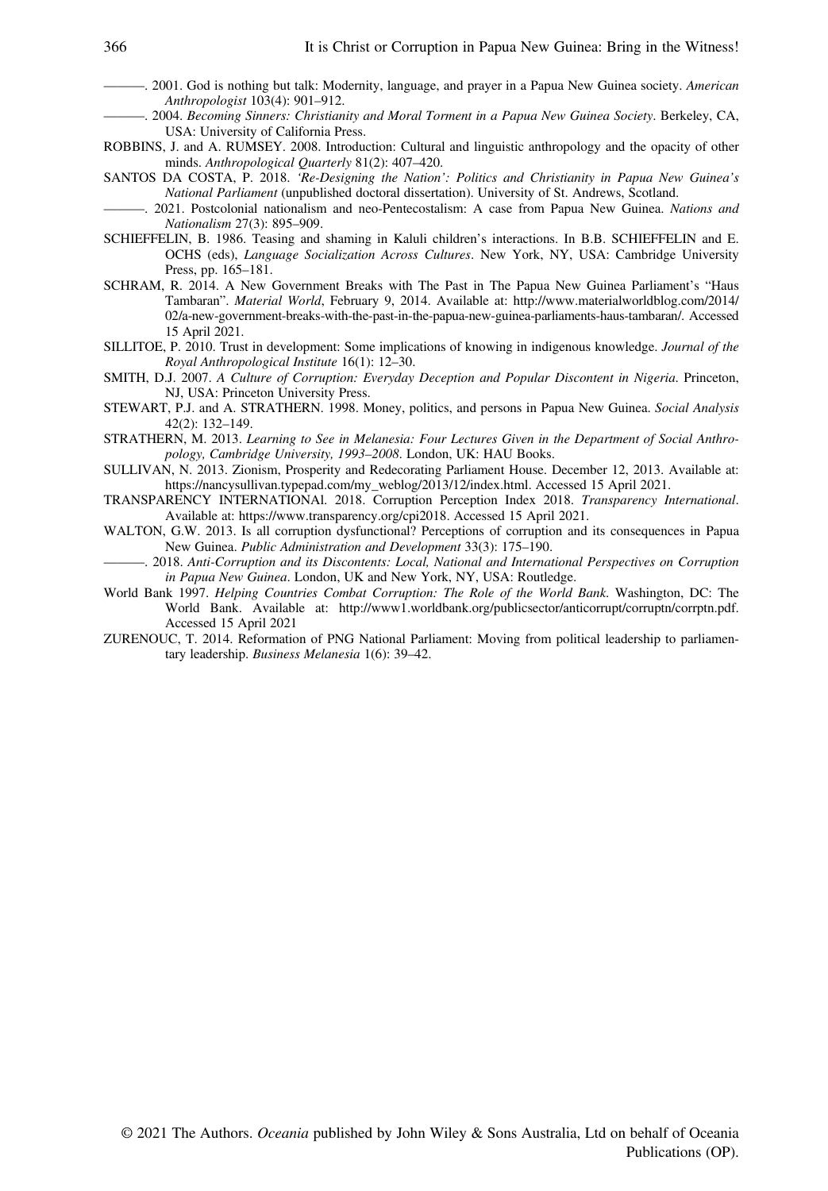———. 2001. God is nothing but talk: Modernity, language, and prayer in a Papua New Guinea society. *American Anthropologist* 103(4): 901–912.

———. 2004. *Becoming Sinners: Christianity and Moral Torment in a Papua New Guinea Society*. Berkeley, CA, USA: University of California Press.

ROBBINS, J. and A. RUMSEY. 2008. Introduction: Cultural and linguistic anthropology and the opacity of other minds. *Anthropological Quarterly* 81(2): 407–420.

SANTOS DA COSTA, P. 2018. *'Re-Designing the Nation': Politics and Christianity in Papua New Guinea's National Parliament* (unpublished doctoral dissertation). University of St. Andrews, Scotland.

———. 2021. Postcolonial nationalism and neo-Pentecostalism: A case from Papua New Guinea. *Nations and Nationalism* 27(3): 895–909.

SCHIEFFELIN, B. 1986. Teasing and shaming in Kaluli children's interactions. In B.B. SCHIEFFELIN and E. OCHS (eds), *Language Socialization Across Cultures*. New York, NY, USA: Cambridge University Press, pp. 165–181.

SCHRAM, R. 2014. A New Government Breaks with The Past in The Papua New Guinea Parliament's "Haus Tambaran". *Material World*, February 9, 2014. Available at: http://www.materialworldblog.com/2014/02/a-new-government-breaks-with-the-past-in-the-papua-new-guinea-parliaments-haus-tambaran/. Accessed 15 April 2021.

SILLITOE, P. 2010. Trust in development: Some implications of knowing in indigenous knowledge. *Journal of the Royal Anthropological Institute* 16(1): 12–30.

SMITH, D.J. 2007. *A Culture of Corruption: Everyday Deception and Popular Discontent in Nigeria*. Princeton, NJ, USA: Princeton University Press.

STEWART, P.J. and A. STRATHERN. 1998. Money, politics, and persons in Papua New Guinea. *Social Analysis* 42(2): 132–149.

STRATHERN, M. 2013. *Learning to See in Melanesia: Four Lectures Given in the Department of Social Anthropology, Cambridge University, 1993–2008*. London, UK: HAU Books.

SULLIVAN, N. 2013. Zionism, Prosperity and Redecorating Parliament House. December 12, 2013. Available at: https://nancysullivan.typepad.com/my_weblog/2013/12/index.html. Accessed 15 April 2021.

TRANSPARENCY INTERNATIONAl. 2018. Corruption Perception Index 2018. *Transparency International*. Available at: https://www.transparency.org/cpi2018. Accessed 15 April 2021.

WALTON, G.W. 2013. Is all corruption dysfunctional? Perceptions of corruption and its consequences in Papua New Guinea. *Public Administration and Development* 33(3): 175–190.

———. 2018. *Anti-Corruption and its Discontents: Local, National and International Perspectives on Corruption in Papua New Guinea*. London, UK and New York, NY, USA: Routledge.

World Bank 1997. *Helping Countries Combat Corruption: The Role of the World Bank*. Washington, DC: The World Bank. Available at: http://www1.worldbank.org/publicsector/anticorrupt/corruptn/corrptn.pdf. Accessed 15 April 2021

ZURENOUC, T. 2014. Reformation of PNG National Parliament: Moving from political leadership to parliamentary leadership. *Business Melanesia* 1(6): 39–42.